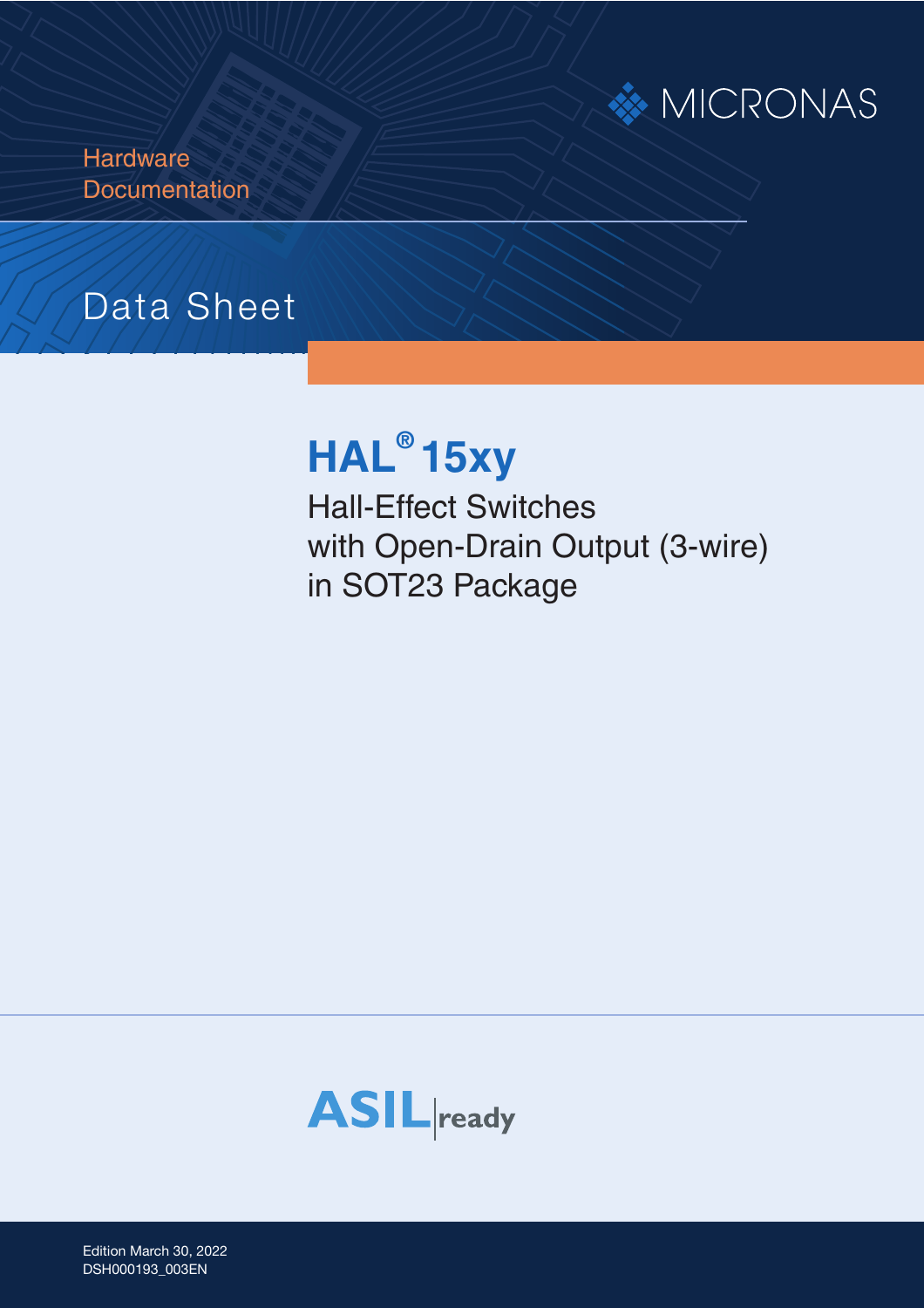MICRONAS

Hardware
Documentation

Data Sheet

# HAL® 15xy

Hall-Effect Switches
with Open-Drain Output (3-wire)
in SOT23 Package

ASIL ready

Edition March 30, 2022
DSH000193_003EN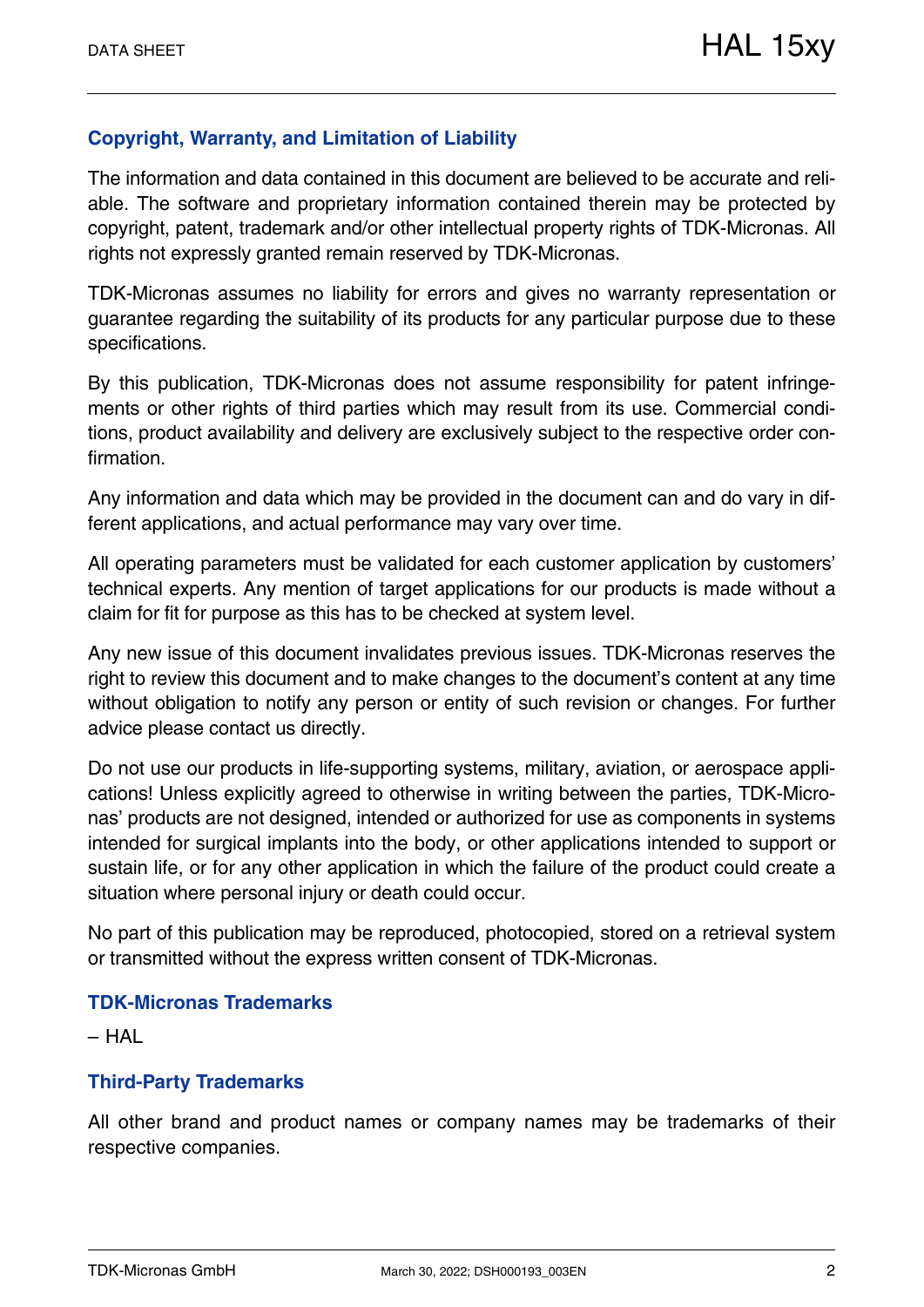## Copyright, Warranty, and Limitation of Liability

The information and data contained in this document are believed to be accurate and reliable. The software and proprietary information contained therein may be protected by copyright, patent, trademark and/or other intellectual property rights of TDK-Micronas. All rights not expressly granted remain reserved by TDK-Micronas.

TDK-Micronas assumes no liability for errors and gives no warranty representation or guarantee regarding the suitability of its products for any particular purpose due to these specifications.

By this publication, TDK-Micronas does not assume responsibility for patent infringements or other rights of third parties which may result from its use. Commercial conditions, product availability and delivery are exclusively subject to the respective order confirmation.

Any information and data which may be provided in the document can and do vary in different applications, and actual performance may vary over time.

All operating parameters must be validated for each customer application by customers' technical experts. Any mention of target applications for our products is made without a claim for fit for purpose as this has to be checked at system level.

Any new issue of this document invalidates previous issues. TDK-Micronas reserves the right to review this document and to make changes to the document's content at any time without obligation to notify any person or entity of such revision or changes. For further advice please contact us directly.

Do not use our products in life-supporting systems, military, aviation, or aerospace applications! Unless explicitly agreed to otherwise in writing between the parties, TDK-Micronas' products are not designed, intended or authorized for use as components in systems intended for surgical implants into the body, or other applications intended to support or sustain life, or for any other application in which the failure of the product could create a situation where personal injury or death could occur.

No part of this publication may be reproduced, photocopied, stored on a retrieval system or transmitted without the express written consent of TDK-Micronas.

## TDK-Micronas Trademarks

– HAL

## Third-Party Trademarks

All other brand and product names or company names may be trademarks of their respective companies.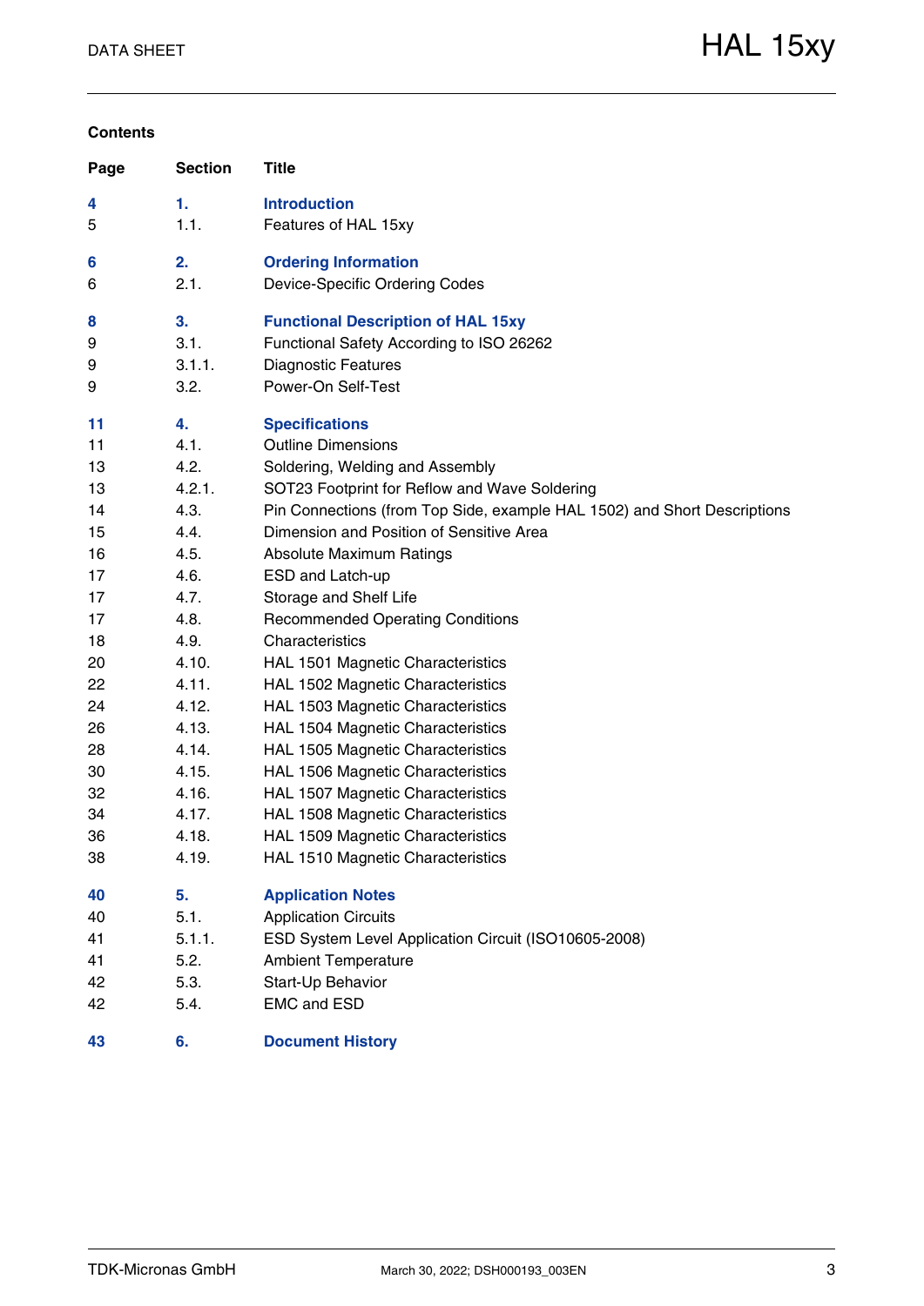## Contents

| Page | Section | Title |
|---|---|---|
| **4** | **1.** | **Introduction** |
| 5 | 1.1. | Features of HAL 15xy |
| **6** | **2.** | **Ordering Information** |
| 6 | 2.1. | Device-Specific Ordering Codes |
| **8** | **3.** | **Functional Description of HAL 15xy** |
| 9 | 3.1. | Functional Safety According to ISO 26262 |
| 9 | 3.1.1. | Diagnostic Features |
| 9 | 3.2. | Power-On Self-Test |
| **11** | **4.** | **Specifications** |
| 11 | 4.1. | Outline Dimensions |
| 13 | 4.2. | Soldering, Welding and Assembly |
| 13 | 4.2.1. | SOT23 Footprint for Reflow and Wave Soldering |
| 14 | 4.3. | Pin Connections (from Top Side, example HAL 1502) and Short Descriptions |
| 15 | 4.4. | Dimension and Position of Sensitive Area |
| 16 | 4.5. | Absolute Maximum Ratings |
| 17 | 4.6. | ESD and Latch-up |
| 17 | 4.7. | Storage and Shelf Life |
| 17 | 4.8. | Recommended Operating Conditions |
| 18 | 4.9. | Characteristics |
| 20 | 4.10. | HAL 1501 Magnetic Characteristics |
| 22 | 4.11. | HAL 1502 Magnetic Characteristics |
| 24 | 4.12. | HAL 1503 Magnetic Characteristics |
| 26 | 4.13. | HAL 1504 Magnetic Characteristics |
| 28 | 4.14. | HAL 1505 Magnetic Characteristics |
| 30 | 4.15. | HAL 1506 Magnetic Characteristics |
| 32 | 4.16. | HAL 1507 Magnetic Characteristics |
| 34 | 4.17. | HAL 1508 Magnetic Characteristics |
| 36 | 4.18. | HAL 1509 Magnetic Characteristics |
| 38 | 4.19. | HAL 1510 Magnetic Characteristics |
| **40** | **5.** | **Application Notes** |
| 40 | 5.1. | Application Circuits |
| 41 | 5.1.1. | ESD System Level Application Circuit (ISO10605-2008) |
| 41 | 5.2. | Ambient Temperature |
| 42 | 5.3. | Start-Up Behavior |
| 42 | 5.4. | EMC and ESD |
| **43** | **6.** | **Document History** |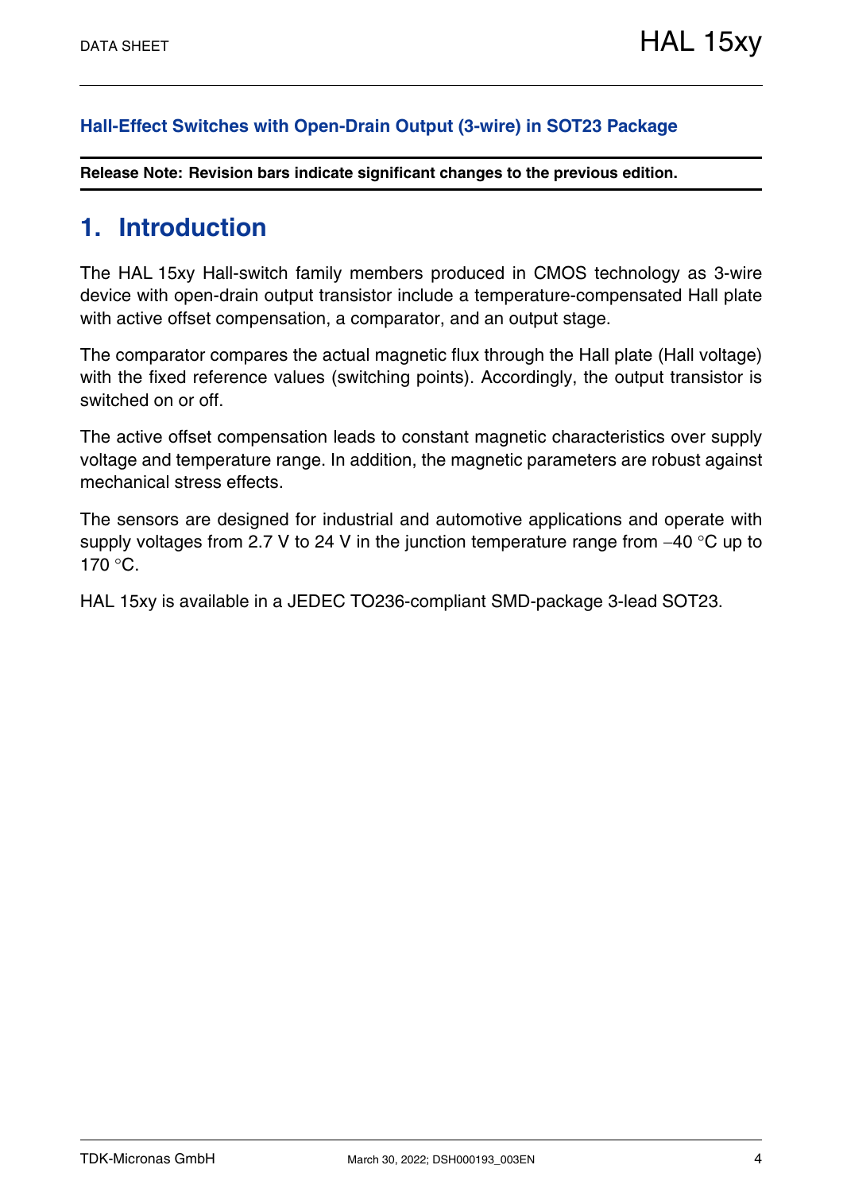**Hall-Effect Switches with Open-Drain Output (3-wire) in SOT23 Package**

**Release Note: Revision bars indicate significant changes to the previous edition.**

# 1. Introduction

The HAL 15xy Hall-switch family members produced in CMOS technology as 3-wire device with open-drain output transistor include a temperature-compensated Hall plate with active offset compensation, a comparator, and an output stage.

The comparator compares the actual magnetic flux through the Hall plate (Hall voltage) with the fixed reference values (switching points). Accordingly, the output transistor is switched on or off.

The active offset compensation leads to constant magnetic characteristics over supply voltage and temperature range. In addition, the magnetic parameters are robust against mechanical stress effects.

The sensors are designed for industrial and automotive applications and operate with supply voltages from 2.7 V to 24 V in the junction temperature range from –40 °C up to 170 °C.

HAL 15xy is available in a JEDEC TO236-compliant SMD-package 3-lead SOT23.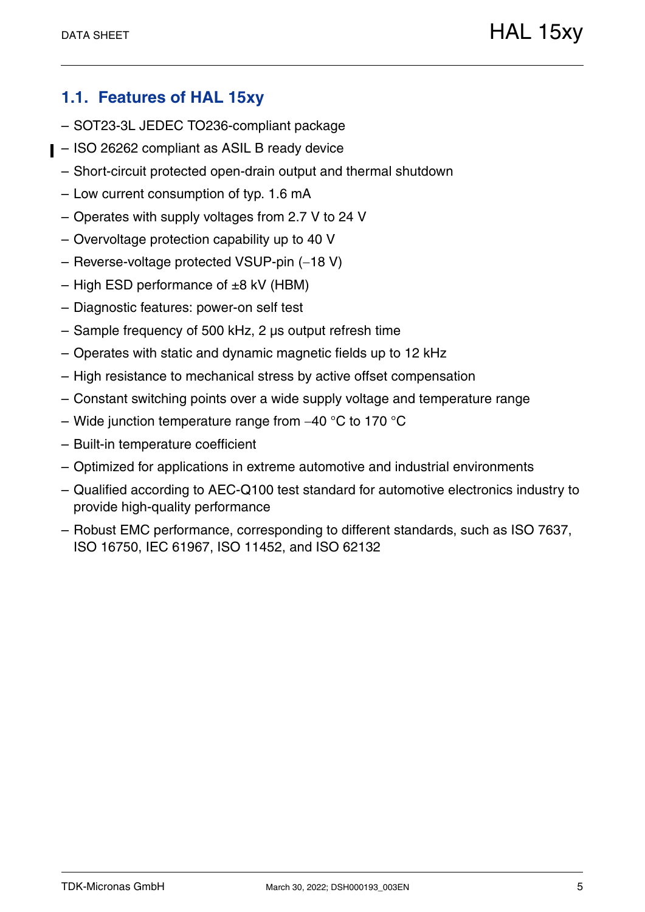## 1.1. Features of HAL 15xy

- SOT23-3L JEDEC TO236-compliant package
- ISO 26262 compliant as ASIL B ready device
- Short-circuit protected open-drain output and thermal shutdown
- Low current consumption of typ. 1.6 mA
- Operates with supply voltages from 2.7 V to 24 V
- Overvoltage protection capability up to 40 V
- Reverse-voltage protected VSUP-pin (−18 V)
- High ESD performance of ±8 kV (HBM)
- Diagnostic features: power-on self test
- Sample frequency of 500 kHz, 2 µs output refresh time
- Operates with static and dynamic magnetic fields up to 12 kHz
- High resistance to mechanical stress by active offset compensation
- Constant switching points over a wide supply voltage and temperature range
- Wide junction temperature range from −40 °C to 170 °C
- Built-in temperature coefficient
- Optimized for applications in extreme automotive and industrial environments
- Qualified according to AEC-Q100 test standard for automotive electronics industry to provide high-quality performance
- Robust EMC performance, corresponding to different standards, such as ISO 7637, ISO 16750, IEC 61967, ISO 11452, and ISO 62132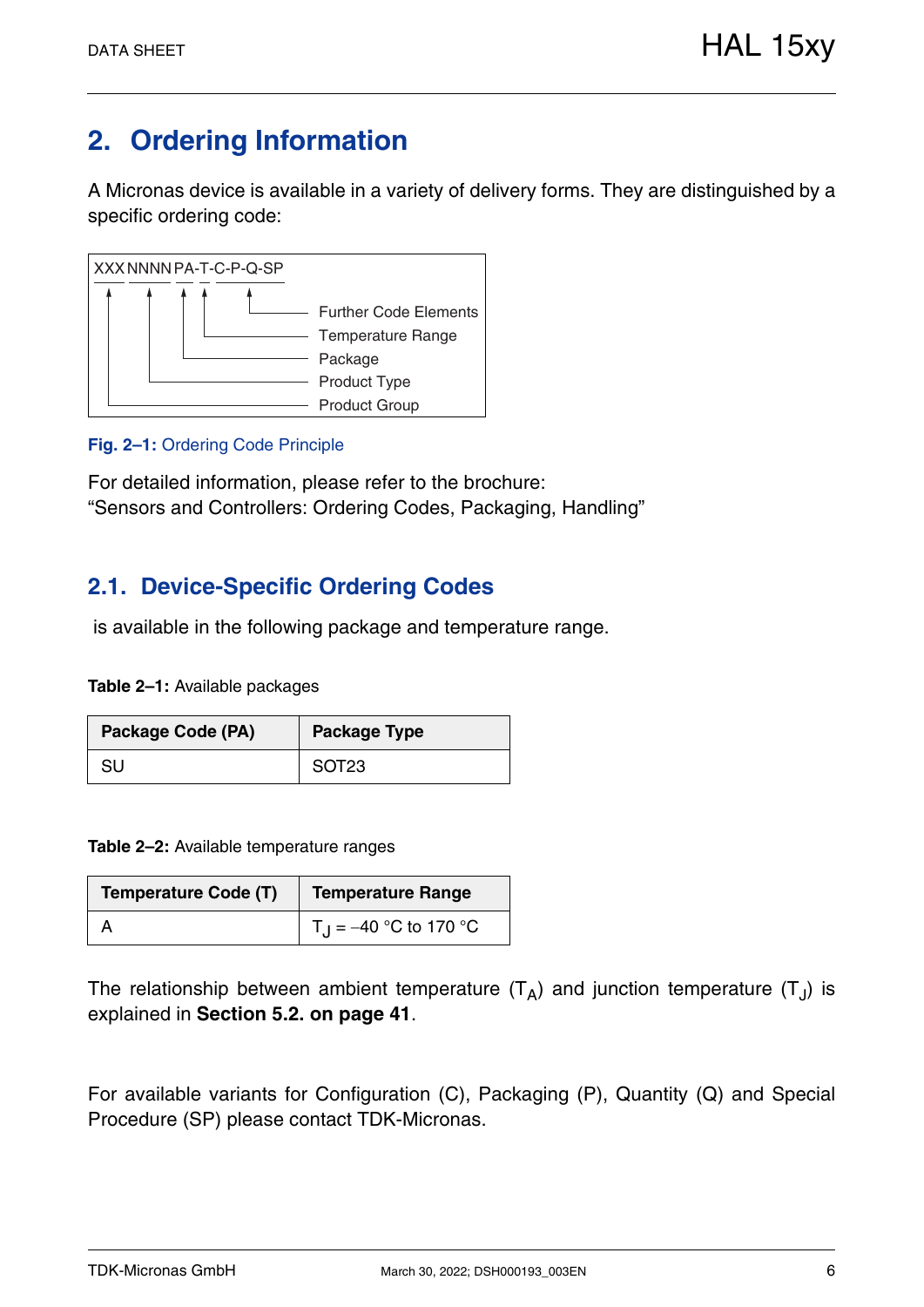# 2. Ordering Information

A Micronas device is available in a variety of delivery forms. They are distinguished by a specific ordering code:

```
XXX NNNN PA-T-C-P-Q-SP
 |    |   |  |   |
 |    |   |  |   +---- Further Code Elements
 |    |   |  +-------- Temperature Range
 |    |   +----------- Package
 |    +--------------- Product Type
 +-------------------- Product Group
```

**Fig. 2–1:** Ordering Code Principle

For detailed information, please refer to the brochure:
"Sensors and Controllers: Ordering Codes, Packaging, Handling"

## 2.1. Device-Specific Ordering Codes

is available in the following package and temperature range.

**Table 2–1:** Available packages

| Package Code (PA) | Package Type |
|---|---|
| SU | SOT23 |

**Table 2–2:** Available temperature ranges

| Temperature Code (T) | Temperature Range |
|---|---|
| A | $T_J$ = –40 °C to 170 °C |

The relationship between ambient temperature ($T_A$) and junction temperature ($T_J$) is explained in **Section 5.2. on page 41**.

For available variants for Configuration (C), Packaging (P), Quantity (Q) and Special Procedure (SP) please contact TDK-Micronas.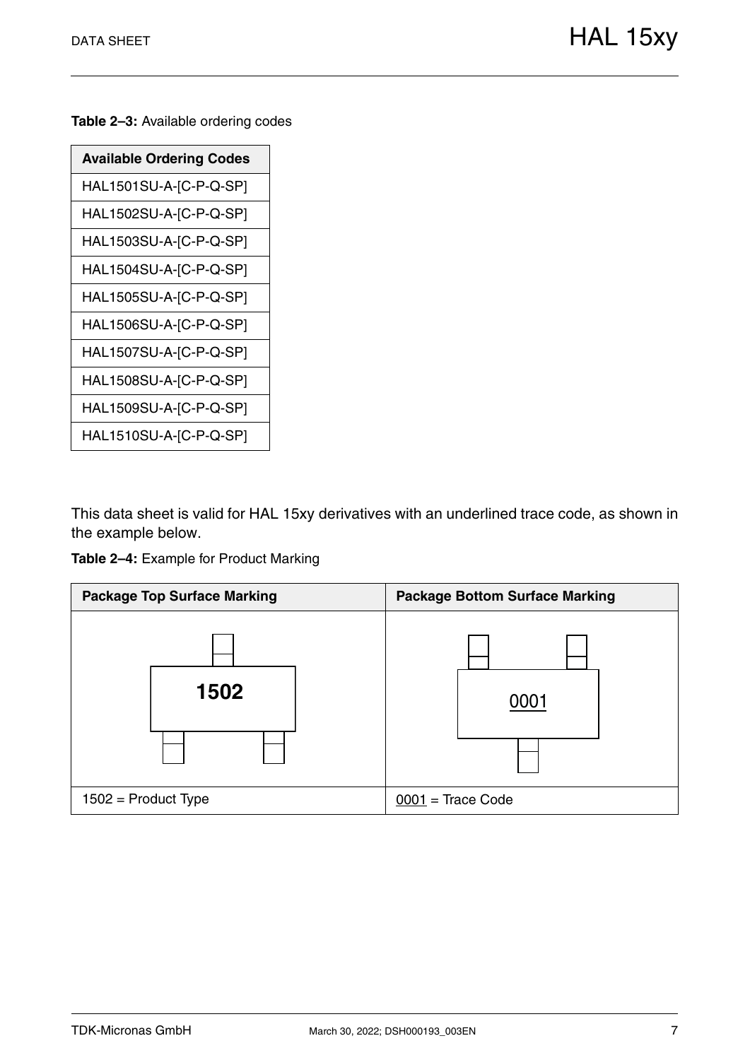**Table 2–3:** Available ordering codes

| Available Ordering Codes |
| --- |
| HAL1501SU-A-[C-P-Q-SP] |
| HAL1502SU-A-[C-P-Q-SP] |
| HAL1503SU-A-[C-P-Q-SP] |
| HAL1504SU-A-[C-P-Q-SP] |
| HAL1505SU-A-[C-P-Q-SP] |
| HAL1506SU-A-[C-P-Q-SP] |
| HAL1507SU-A-[C-P-Q-SP] |
| HAL1508SU-A-[C-P-Q-SP] |
| HAL1509SU-A-[C-P-Q-SP] |
| HAL1510SU-A-[C-P-Q-SP] |

This data sheet is valid for HAL 15xy derivatives with an underlined trace code, as shown in the example below.

**Table 2–4:** Example for Product Marking

| Package Top Surface Marking | Package Bottom Surface Marking |
| --- | --- |
| **1502** | <u>0001</u> |
| 1502 = Product Type | <u>0001</u> = Trace Code |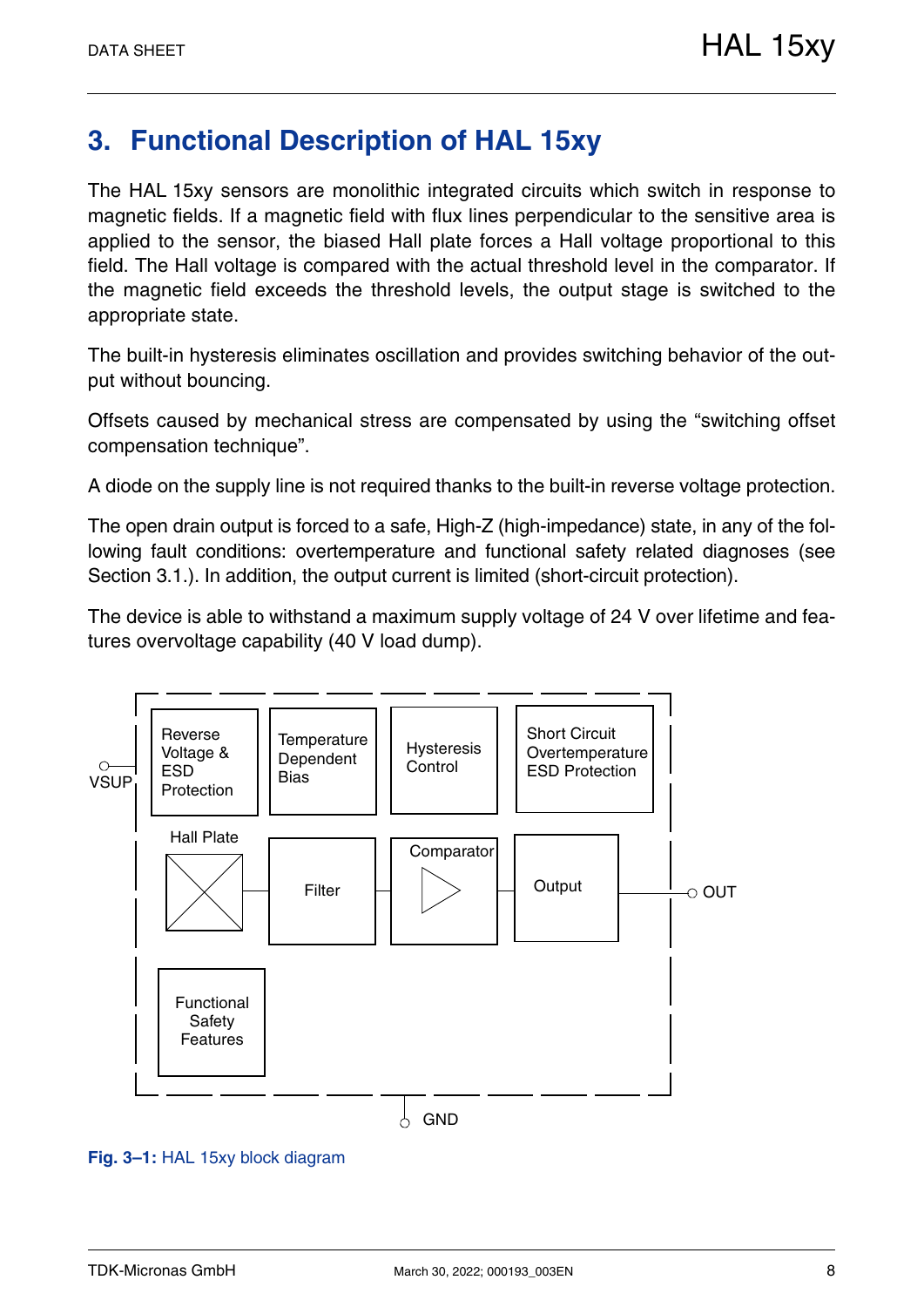# 3. Functional Description of HAL 15xy

The HAL 15xy sensors are monolithic integrated circuits which switch in response to magnetic fields. If a magnetic field with flux lines perpendicular to the sensitive area is applied to the sensor, the biased Hall plate forces a Hall voltage proportional to this field. The Hall voltage is compared with the actual threshold level in the comparator. If the magnetic field exceeds the threshold levels, the output stage is switched to the appropriate state.

The built-in hysteresis eliminates oscillation and provides switching behavior of the output without bouncing.

Offsets caused by mechanical stress are compensated by using the “switching offset compensation technique”.

A diode on the supply line is not required thanks to the built-in reverse voltage protection.

The open drain output is forced to a safe, High-Z (high-impedance) state, in any of the following fault conditions: overtemperature and functional safety related diagnoses (see Section 3.1.). In addition, the output current is limited (short-circuit protection).

The device is able to withstand a maximum supply voltage of 24 V over lifetime and features overvoltage capability (40 V load dump).

VSUP | Reverse Voltage & ESD Protection | Temperature Dependent Bias | Hysteresis Control | Short Circuit Overtemperature ESD Protection | Hall Plate | Filter | Comparator | Output | OUT | Functional Safety Features | GND

**Fig. 3–1:** HAL 15xy block diagram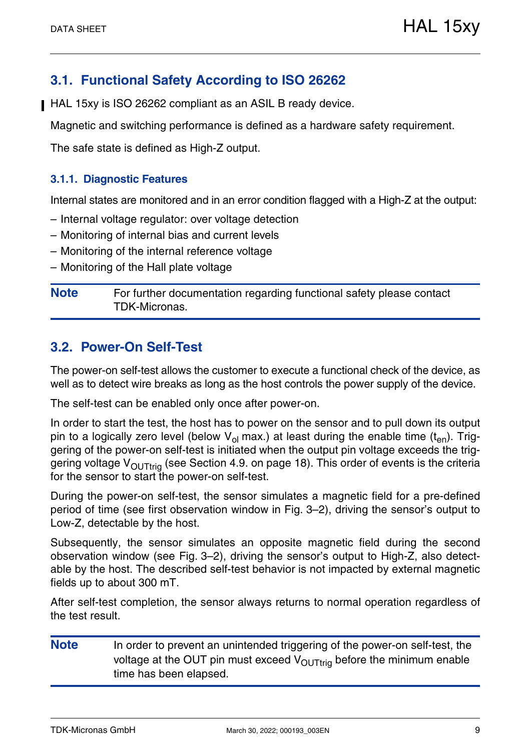## 3.1. Functional Safety According to ISO 26262

HAL 15xy is ISO 26262 compliant as an ASIL B ready device.

Magnetic and switching performance is defined as a hardware safety requirement.

The safe state is defined as High-Z output.

### 3.1.1. Diagnostic Features

Internal states are monitored and in an error condition flagged with a High-Z at the output:

– Internal voltage regulator: over voltage detection
– Monitoring of internal bias and current levels
– Monitoring of the internal reference voltage
– Monitoring of the Hall plate voltage

**Note** For further documentation regarding functional safety please contact TDK-Micronas.

## 3.2. Power-On Self-Test

The power-on self-test allows the customer to execute a functional check of the device, as well as to detect wire breaks as long as the host controls the power supply of the device.

The self-test can be enabled only once after power-on.

In order to start the test, the host has to power on the sensor and to pull down its output pin to a logically zero level (below $V_{ol}$ max.) at least during the enable time ($t_{en}$). Triggering of the power-on self-test is initiated when the output pin voltage exceeds the triggering voltage $V_{OUTtrig}$ (see Section 4.9. on page 18). This order of events is the criteria for the sensor to start the power-on self-test.

During the power-on self-test, the sensor simulates a magnetic field for a pre-defined period of time (see first observation window in Fig. 3–2), driving the sensor's output to Low-Z, detectable by the host.

Subsequently, the sensor simulates an opposite magnetic field during the second observation window (see Fig. 3–2), driving the sensor's output to High-Z, also detectable by the host. The described self-test behavior is not impacted by external magnetic fields up to about 300 mT.

After self-test completion, the sensor always returns to normal operation regardless of the test result.

**Note** In order to prevent an unintended triggering of the power-on self-test, the voltage at the OUT pin must exceed $V_{OUTtrig}$ before the minimum enable time has been elapsed.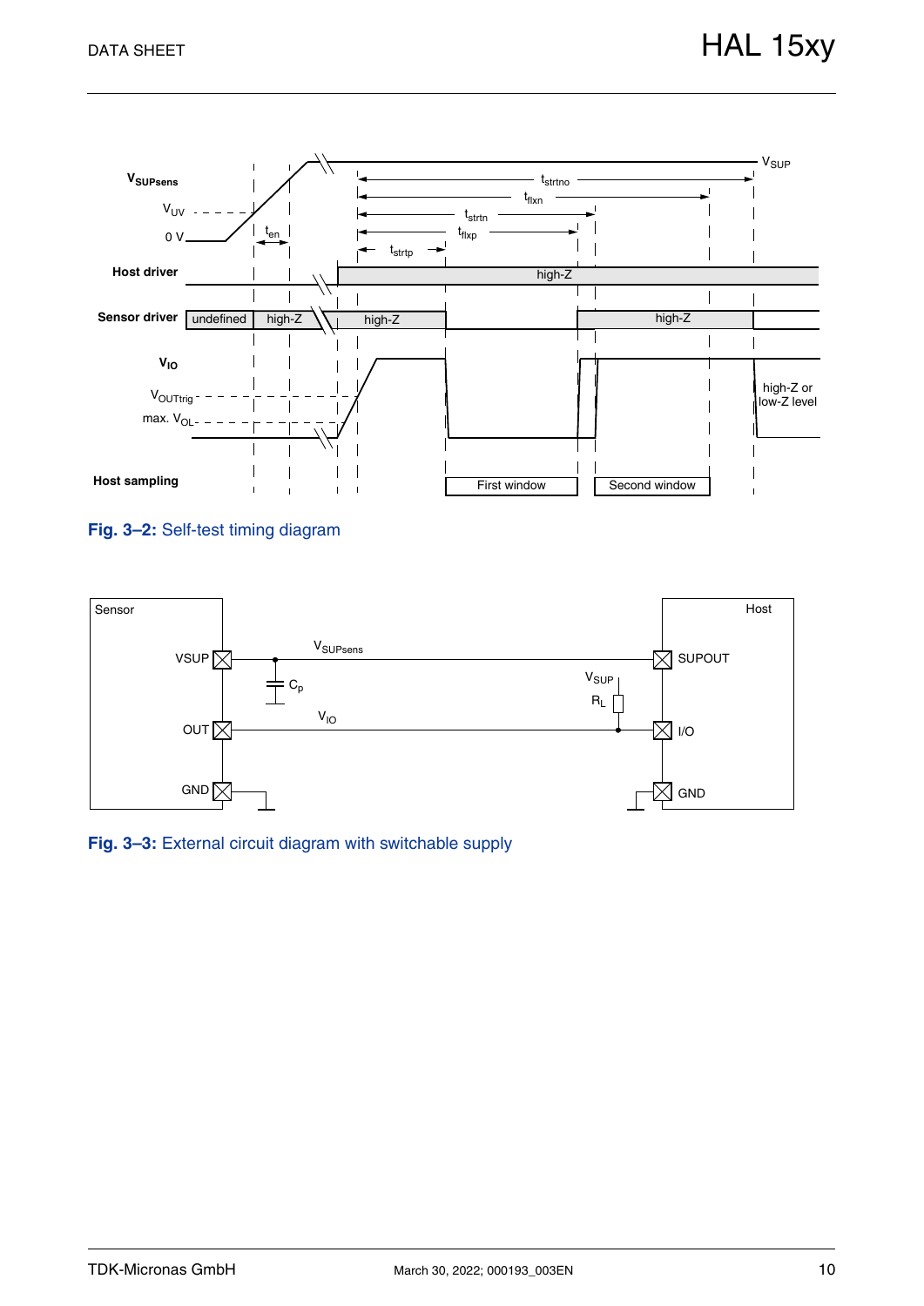Fig. 3–2: Self-test timing diagram

Fig. 3–3: External circuit diagram with switchable supply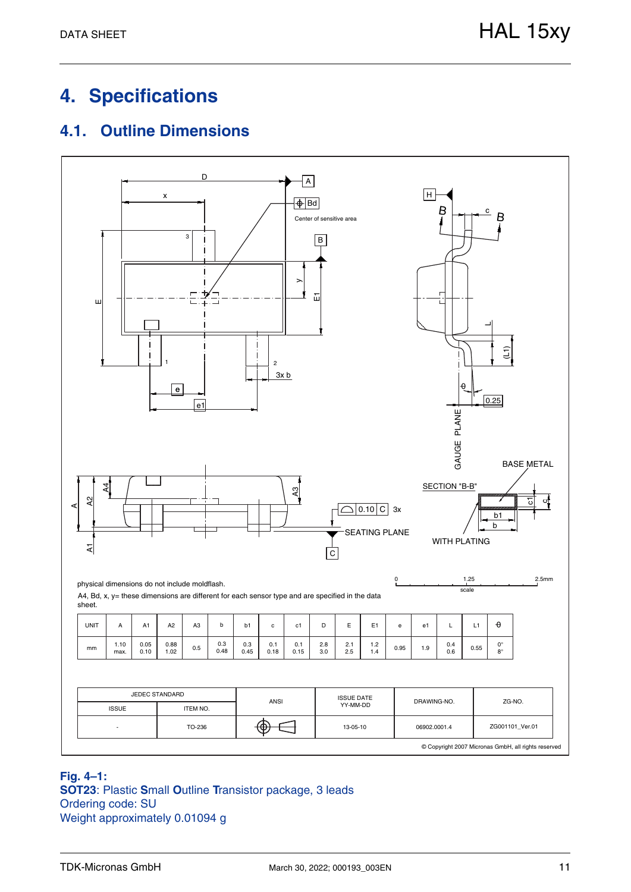# 4. Specifications

## 4.1. Outline Dimensions

physical dimensions do not include moldflash.

A4, Bd, x, y= these dimensions are different for each sensor type and are specified in the data sheet.

| UNIT | A | A1 | A2 | A3 | b | b1 | c | c1 | D | E | E1 | e | e1 | L | L1 | θ |
|---|---|---|---|---|---|---|---|---|---|---|---|---|---|---|---|---|
| mm | 1.10 max. | 0.05 0.10 | 0.88 1.02 | 0.5 | 0.3 0.48 | 0.3 0.45 | 0.1 0.18 | 0.1 0.15 | 2.8 3.0 | 2.1 2.5 | 1.2 1.4 | 0.95 | 1.9 | 0.4 0.6 | 0.55 | 0° 8° |

| JEDEC STANDARD | | ANSI | ISSUE DATE YY-MM-DD | DRAWING-NO. | ZG-NO. |
|---|---|---|---|---|---|
| ISSUE | ITEM NO. | | | | |
| - | TO-236 | | 13-05-10 | 06902.0001.4 | ZG001101_Ver.01 |

© Copyright 2007 Micronas GmbH, all rights reserved

**Fig. 4–1:**
**SOT23**: Plastic **S**mall **O**utline **T**ransistor package, 3 leads
Ordering code: SU
Weight approximately 0.01094 g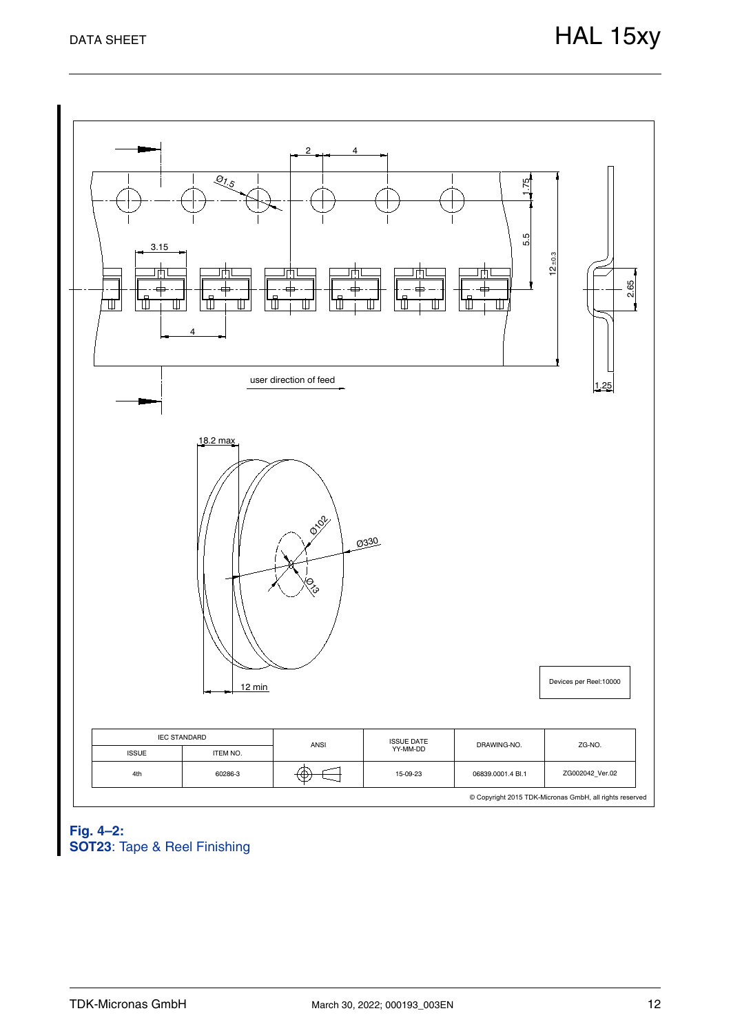2 4

Ø1.5

1.75

5.5

$12_{\pm 0.3}$

3.15

2.65

4

user direction of feed

1.25

18.2 max

Ø102

Ø330

Ø13

12 min

Devices per Reel:10000

| IEC STANDARD | | ANSI | ISSUE DATE YY-MM-DD | DRAWING-NO. | ZG-NO. |
|---|---|---|---|---|---|
| ISSUE | ITEM NO. | | | | |
| 4th | 60286-3 | | 15-09-23 | 06839.0001.4 Bl.1 | ZG002042_Ver.02 |

© Copyright 2015 TDK-Micronas GmbH, all rights reserved

**Fig. 4–2:**
**SOT23**: Tape & Reel Finishing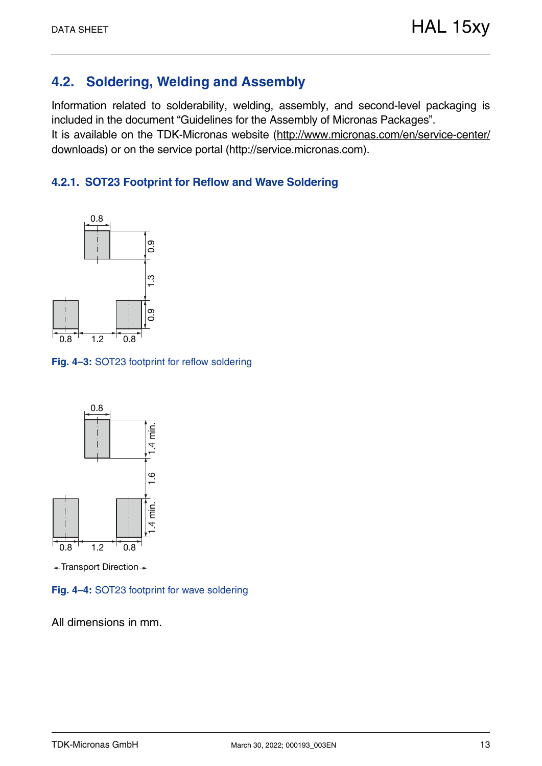## 4.2. Soldering, Welding and Assembly

Information related to solderability, welding, assembly, and second-level packaging is included in the document "Guidelines for the Assembly of Micronas Packages".
It is available on the TDK-Micronas website (http://www.micronas.com/en/service-center/downloads) or on the service portal (http://service.micronas.com).

### 4.2.1. SOT23 Footprint for Reflow and Wave Soldering

**Fig. 4–3:** SOT23 footprint for reflow soldering

**Fig. 4–4:** SOT23 footprint for wave soldering

All dimensions in mm.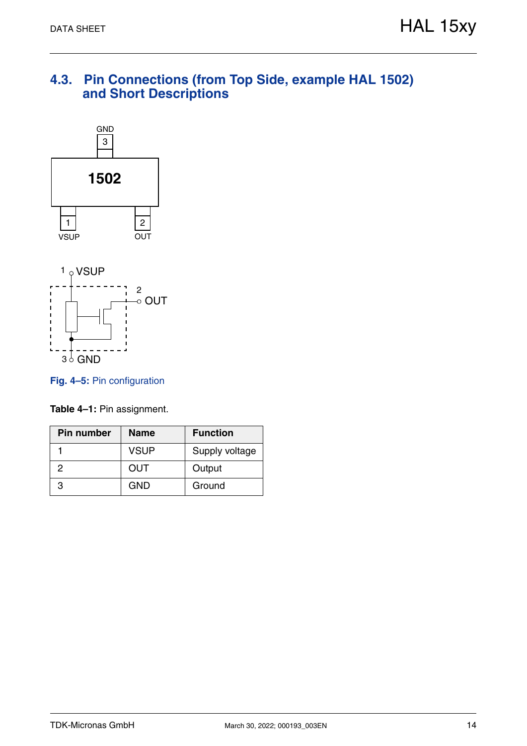## 4.3. Pin Connections (from Top Side, example HAL 1502) and Short Descriptions

GND
3

1502

1
VSUP

2
OUT

1 VSUP

2 OUT

3 GND

**Fig. 4–5:** Pin configuration

**Table 4–1:** Pin assignment.

| Pin number | Name | Function |
| --- | --- | --- |
| 1 | VSUP | Supply voltage |
| 2 | OUT | Output |
| 3 | GND | Ground |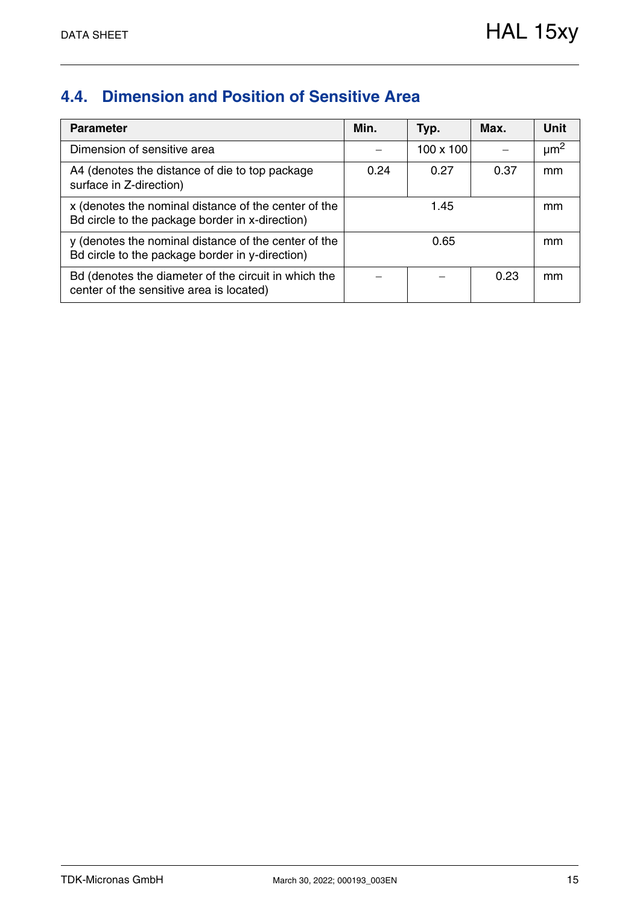## 4.4. Dimension and Position of Sensitive Area

| Parameter | Min. | Typ. | Max. | Unit |
|---|---|---|---|---|
| Dimension of sensitive area | – | 100 x 100 | – | $\mu m^2$ |
| A4 (denotes the distance of die to top package surface in Z-direction) | 0.24 | 0.27 | 0.37 | mm |
| x (denotes the nominal distance of the center of the Bd circle to the package border in x-direction) | | 1.45 | | mm |
| y (denotes the nominal distance of the center of the Bd circle to the package border in y-direction) | | 0.65 | | mm |
| Bd (denotes the diameter of the circuit in which the center of the sensitive area is located) | – | – | 0.23 | mm |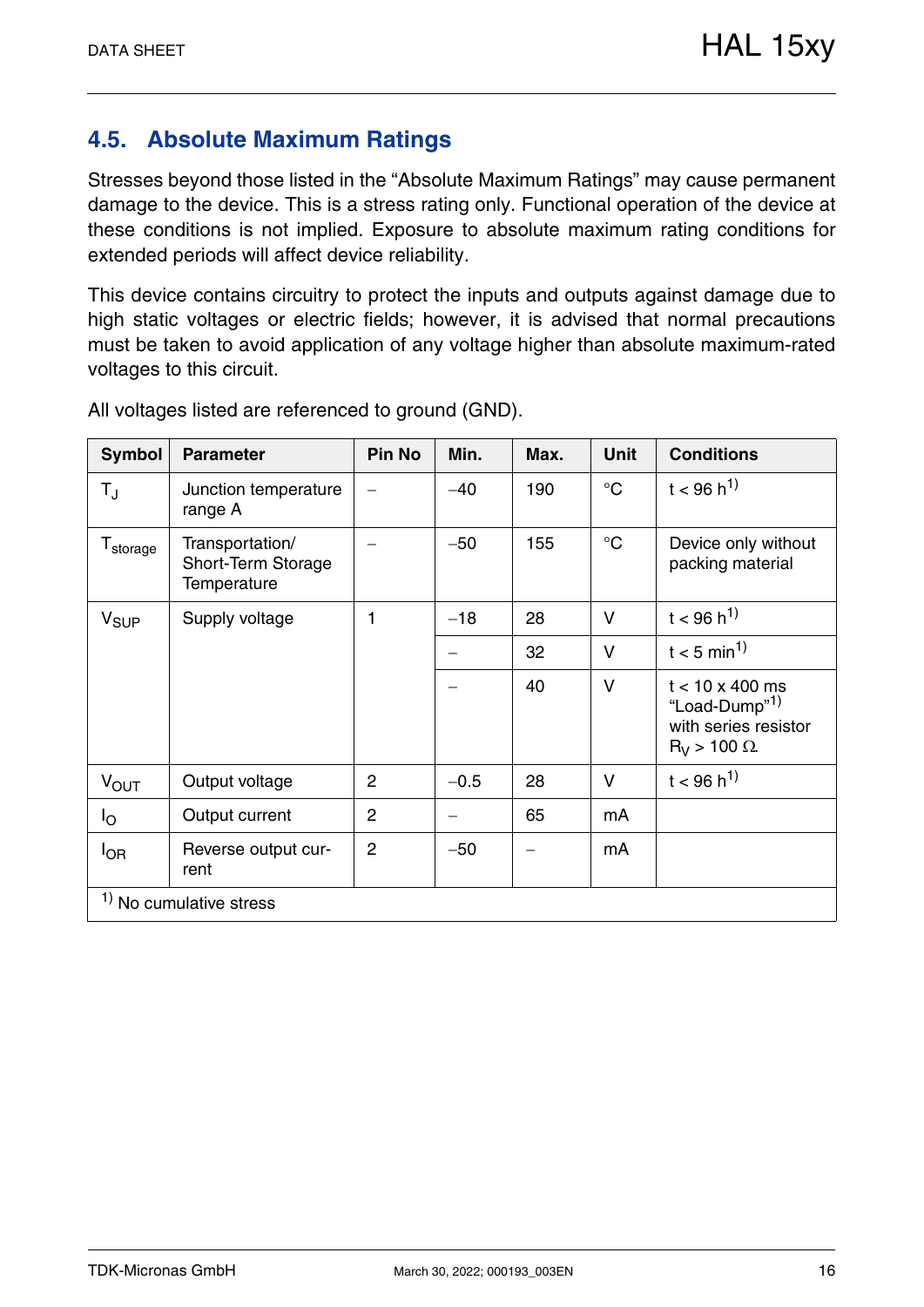## 4.5. Absolute Maximum Ratings

Stresses beyond those listed in the “Absolute Maximum Ratings” may cause permanent damage to the device. This is a stress rating only. Functional operation of the device at these conditions is not implied. Exposure to absolute maximum rating conditions for extended periods will affect device reliability.

This device contains circuitry to protect the inputs and outputs against damage due to high static voltages or electric fields; however, it is advised that normal precautions must be taken to avoid application of any voltage higher than absolute maximum-rated voltages to this circuit.

All voltages listed are referenced to ground (GND).

| Symbol | Parameter | Pin No | Min. | Max. | Unit | Conditions |
|---|---|---|---|---|---|---|
| $T_J$ | Junction temperature range A | – | –40 | 190 | °C | t < 96 h[1)] |
| $T_{storage}$ | Transportation/ Short-Term Storage Temperature | – | –50 | 155 | °C | Device only without packing material |
| $V_{SUP}$ | Supply voltage | 1 | –18 | 28 | V | t < 96 h[1)] |
| | | | – | 32 | V | t < 5 min[1)] |
| | | | – | 40 | V | t < 10 x 400 ms “Load-Dump”[1)] with series resistor $R_V$ > 100 Ω. |
| $V_{OUT}$ | Output voltage | 2 | –0.5 | 28 | V | t < 96 h[1)] |
| $I_O$ | Output current | 2 | – | 65 | mA | |
| $I_{OR}$ | Reverse output current | 2 | –50 | – | mA | |

[1)] No cumulative stress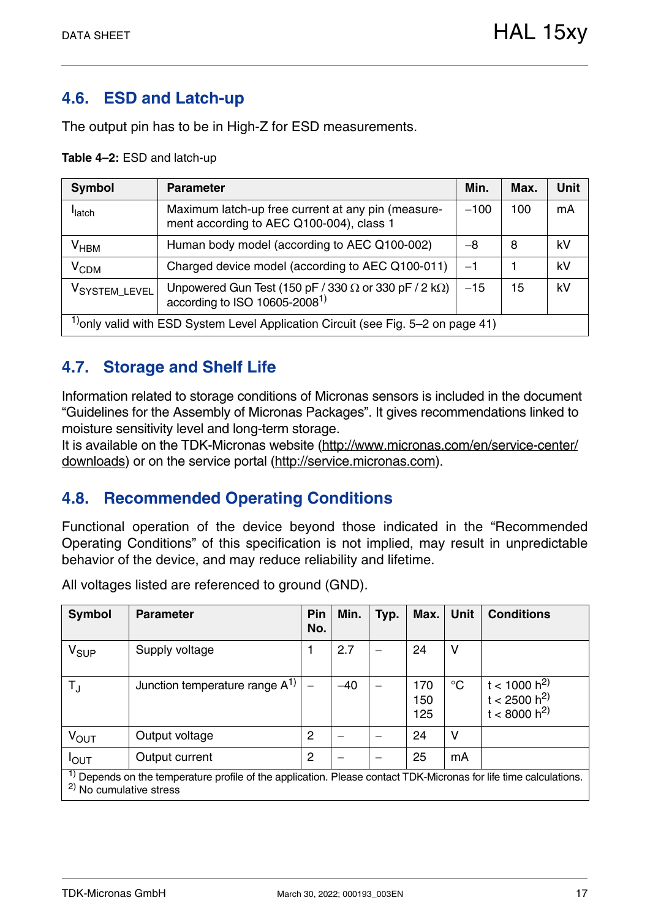## 4.6. ESD and Latch-up

The output pin has to be in High-Z for ESD measurements.

**Table 4–2:** ESD and latch-up

| Symbol | Parameter | Min. | Max. | Unit |
|---|---|---|---|---|
| $I_{latch}$ | Maximum latch-up free current at any pin (measurement according to AEC Q100-004), class 1 | −100 | 100 | mA |
| $V_{HBM}$ | Human body model (according to AEC Q100-002) | −8 | 8 | kV |
| $V_{CDM}$ | Charged device model (according to AEC Q100-011) | −1 | 1 | kV |
| $V_{SYSTEM\_LEVEL}$ | Unpowered Gun Test (150 pF / 330 Ω or 330 pF / 2 kΩ) according to ISO 10605-2008[1)] | −15 | 15 | kV |

[1)] only valid with ESD System Level Application Circuit (see Fig. 5–2 on page 41)

## 4.7. Storage and Shelf Life

Information related to storage conditions of Micronas sensors is included in the document "Guidelines for the Assembly of Micronas Packages". It gives recommendations linked to moisture sensitivity level and long-term storage.
It is available on the TDK-Micronas website (http://www.micronas.com/en/service-center/downloads) or on the service portal (http://service.micronas.com).

## 4.8. Recommended Operating Conditions

Functional operation of the device beyond those indicated in the "Recommended Operating Conditions" of this specification is not implied, may result in unpredictable behavior of the device, and may reduce reliability and lifetime.

All voltages listed are referenced to ground (GND).

| Symbol | Parameter | Pin No. | Min. | Typ. | Max. | Unit | Conditions |
|---|---|---|---|---|---|---|---|
| $V_{SUP}$ | Supply voltage | 1 | 2.7 | – | 24 | V | |
| $T_J$ | Junction temperature range A[1)] | – | −40 | – | 170<br>150<br>125 | °C | t < 1000 h[2)]<br>t < 2500 h[2)]<br>t < 8000 h[2)] |
| $V_{OUT}$ | Output voltage | 2 | – | – | 24 | V | |
| $I_{OUT}$ | Output current | 2 | – | – | 25 | mA | |

[1)] Depends on the temperature profile of the application. Please contact TDK-Micronas for life time calculations.
[2)] No cumulative stress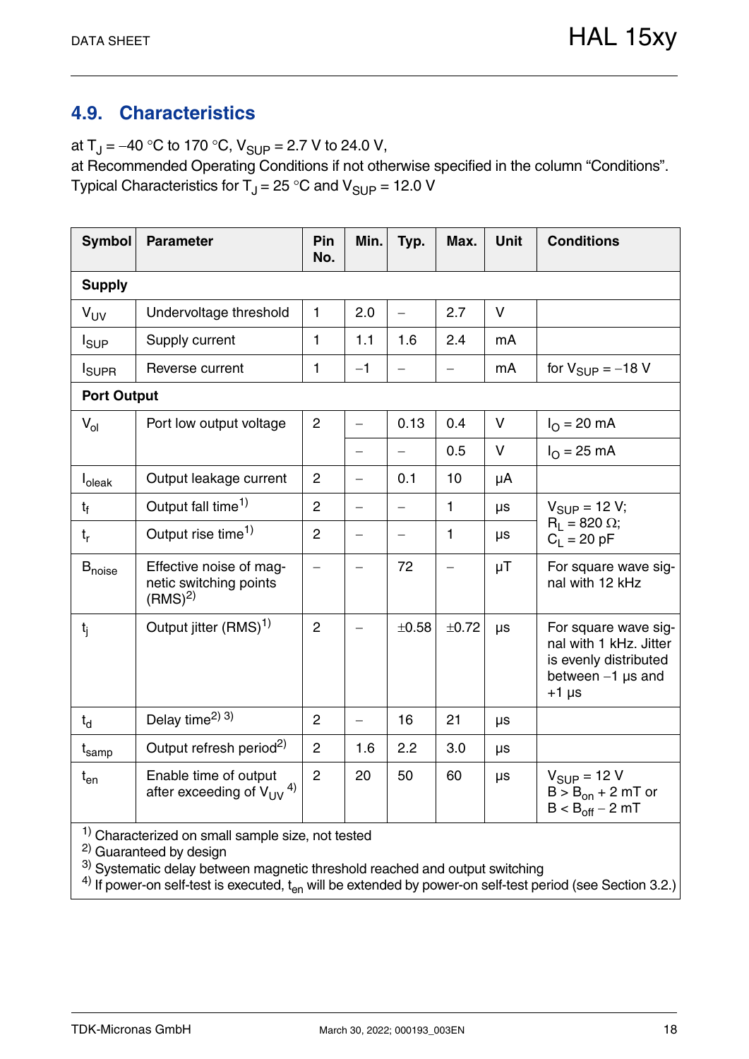## 4.9. Characteristics

at $T_J$ = −40 °C to 170 °C, $V_{SUP}$ = 2.7 V to 24.0 V,
at Recommended Operating Conditions if not otherwise specified in the column “Conditions”.
Typical Characteristics for $T_J$ = 25 °C and $V_{SUP}$ = 12.0 V

| Symbol | Parameter | Pin No. | Min. | Typ. | Max. | Unit | Conditions |
|---|---|---|---|---|---|---|---|
| **Supply** | | | | | | | |
| $V_{UV}$ | Undervoltage threshold | 1 | 2.0 | – | 2.7 | V | |
| $I_{SUP}$ | Supply current | 1 | 1.1 | 1.6 | 2.4 | mA | |
| $I_{SUPR}$ | Reverse current | 1 | −1 | – | – | mA | for $V_{SUP}$ = −18 V |
| **Port Output** | | | | | | | |
| $V_{ol}$ | Port low output voltage | 2 | – | 0.13 | 0.4 | V | $I_O$ = 20 mA |
| | | | – | – | 0.5 | V | $I_O$ = 25 mA |
| $I_{oleak}$ | Output leakage current | 2 | – | 0.1 | 10 | µA | |
| $t_f$ | Output fall time[1] | 2 | – | – | 1 | µs | $V_{SUP}$ = 12 V; $R_L$ = 820 Ω; $C_L$ = 20 pF |
| $t_r$ | Output rise time[1] | 2 | – | – | 1 | µs | |
| $B_{noise}$ | Effective noise of magnetic switching points (RMS)[2] | – | – | 72 | – | µT | For square wave signal with 12 kHz |
| $t_j$ | Output jitter (RMS)[1] | 2 | – | ±0.58 | ±0.72 | µs | For square wave signal with 1 kHz. Jitter is evenly distributed between −1 µs and +1 µs |
| $t_d$ | Delay time[2] [3] | 2 | – | 16 | 21 | µs | |
| $t_{samp}$ | Output refresh period[2] | 2 | 1.6 | 2.2 | 3.0 | µs | |
| $t_{en}$ | Enable time of output after exceeding of $V_{UV}$ [4] | 2 | 20 | 50 | 60 | µs | $V_{SUP}$ = 12 V; $B > B_{on}$ + 2 mT or $B < B_{off}$ − 2 mT |

[1] Characterized on small sample size, not tested
[2] Guaranteed by design
[3] Systematic delay between magnetic threshold reached and output switching
[4] If power-on self-test is executed, $t_{en}$ will be extended by power-on self-test period (see Section 3.2.)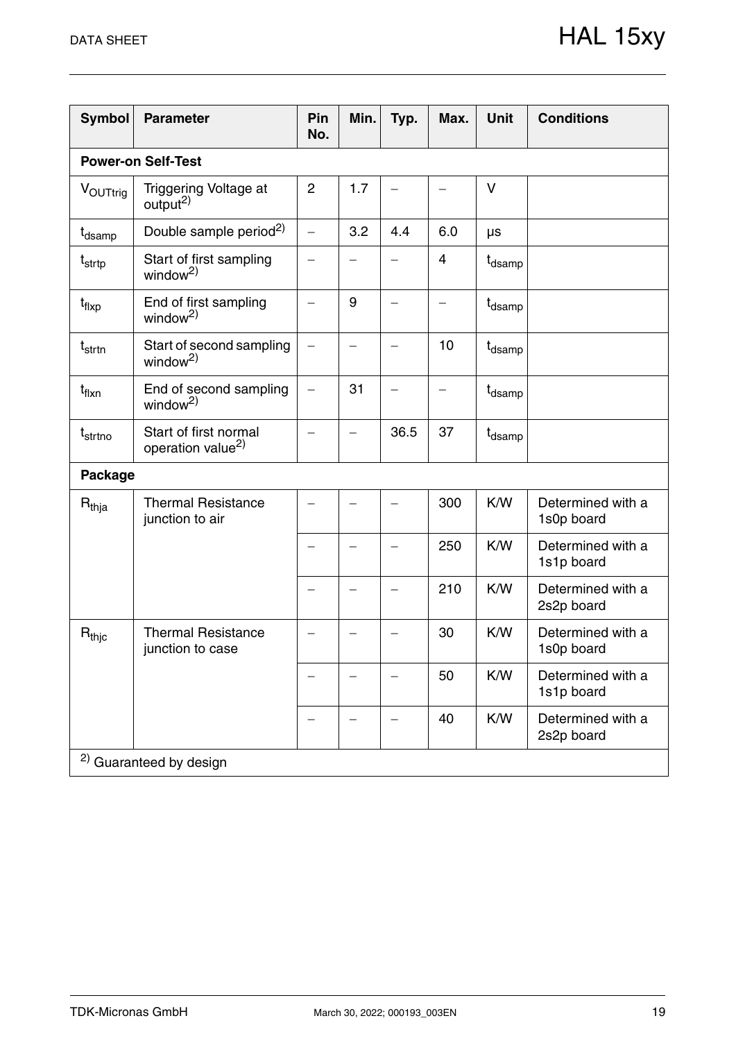| Symbol | Parameter | Pin No. | Min. | Typ. | Max. | Unit | Conditions |
|---|---|---|---|---|---|---|---|
| **Power-on Self-Test** | | | | | | | |
| $V_{OUTtrig}$ | Triggering Voltage at output[2)] | 2 | 1.7 | – | – | V | |
| $t_{dsamp}$ | Double sample period[2)] | – | 3.2 | 4.4 | 6.0 | µs | |
| $t_{strtp}$ | Start of first sampling window[2)] | – | – | – | 4 | $t_{dsamp}$ | |
| $t_{flxp}$ | End of first sampling window[2)] | – | 9 | – | – | $t_{dsamp}$ | |
| $t_{strtn}$ | Start of second sampling window[2)] | – | – | – | 10 | $t_{dsamp}$ | |
| $t_{flxn}$ | End of second sampling window[2)] | – | 31 | – | – | $t_{dsamp}$ | |
| $t_{strtno}$ | Start of first normal operation value[2)] | – | – | 36.5 | 37 | $t_{dsamp}$ | |
| **Package** | | | | | | | |
| $R_{thja}$ | Thermal Resistance junction to air | – | – | – | 300 | K/W | Determined with a 1s0p board |
| | | – | – | – | 250 | K/W | Determined with a 1s1p board |
| | | – | – | – | 210 | K/W | Determined with a 2s2p board |
| $R_{thjc}$ | Thermal Resistance junction to case | – | – | – | 30 | K/W | Determined with a 1s0p board |
| | | – | – | – | 50 | K/W | Determined with a 1s1p board |
| | | – | – | – | 40 | K/W | Determined with a 2s2p board |

[2)] Guaranteed by design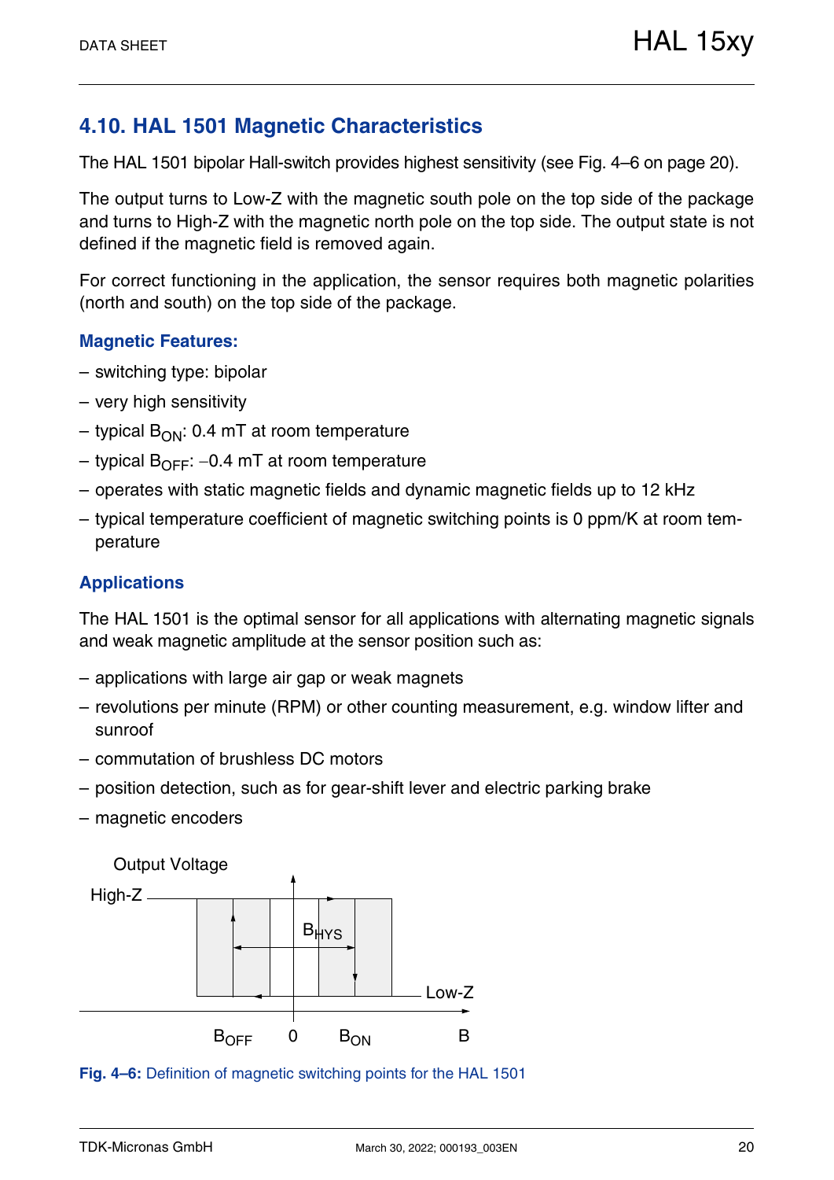## 4.10. HAL 1501 Magnetic Characteristics

The HAL 1501 bipolar Hall-switch provides highest sensitivity (see Fig. 4–6 on page 20).

The output turns to Low-Z with the magnetic south pole on the top side of the package and turns to High-Z with the magnetic north pole on the top side. The output state is not defined if the magnetic field is removed again.

For correct functioning in the application, the sensor requires both magnetic polarities (north and south) on the top side of the package.

### Magnetic Features:

– switching type: bipolar

– very high sensitivity

– typical $B_{ON}$: 0.4 mT at room temperature

– typical $B_{OFF}$: −0.4 mT at room temperature

– operates with static magnetic fields and dynamic magnetic fields up to 12 kHz

– typical temperature coefficient of magnetic switching points is 0 ppm/K at room temperature

### Applications

The HAL 1501 is the optimal sensor for all applications with alternating magnetic signals and weak magnetic amplitude at the sensor position such as:

– applications with large air gap or weak magnets

– revolutions per minute (RPM) or other counting measurement, e.g. window lifter and sunroof

– commutation of brushless DC motors

– position detection, such as for gear-shift lever and electric parking brake

– magnetic encoders

Output Voltage

High-Z

$B_{HYS}$

Low-Z

$B_{OFF}$ 0 $B_{ON}$ B

**Fig. 4–6:** Definition of magnetic switching points for the HAL 1501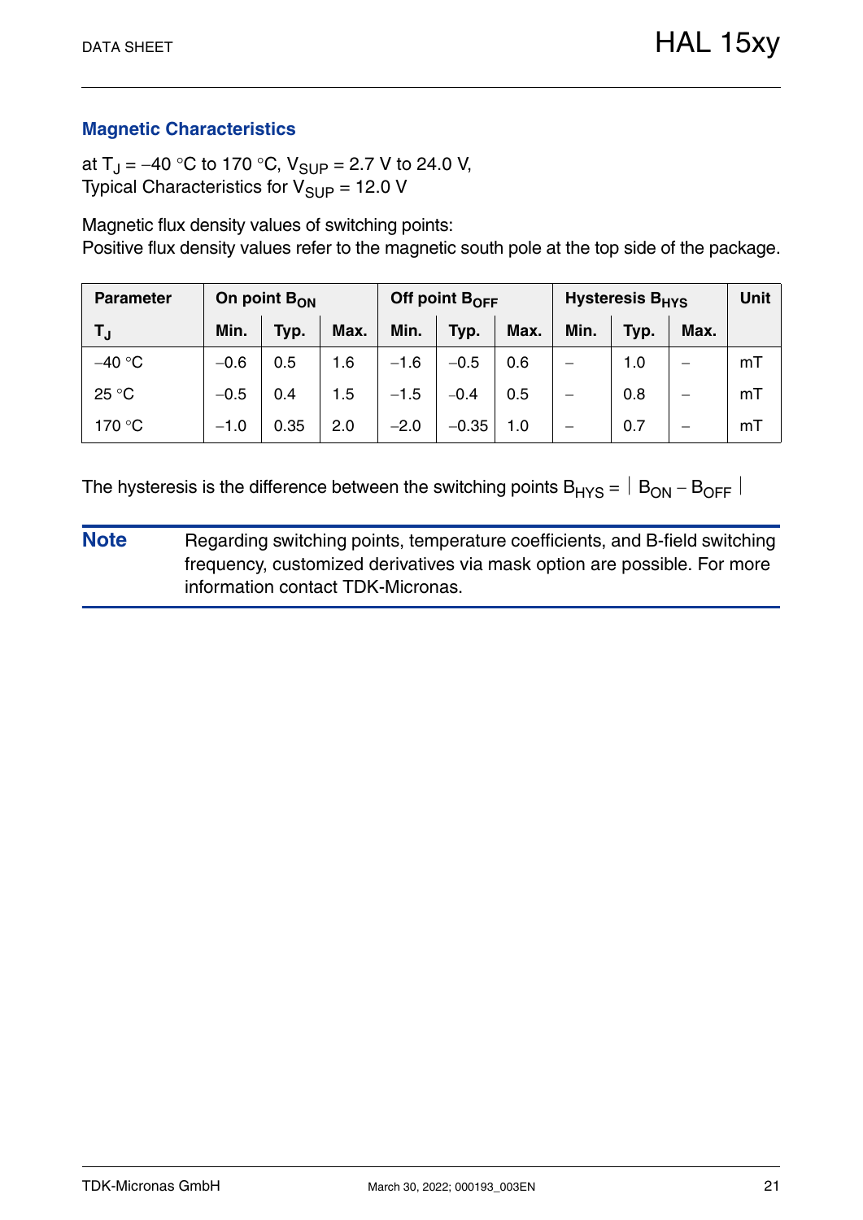## Magnetic Characteristics

at $T_J$ = −40 °C to 170 °C, $V_{SUP}$ = 2.7 V to 24.0 V,
Typical Characteristics for $V_{SUP}$ = 12.0 V

Magnetic flux density values of switching points:
Positive flux density values refer to the magnetic south pole at the top side of the package.

| Parameter | On point $B_{ON}$ | | | Off point $B_{OFF}$ | | | Hysteresis $B_{HYS}$ | | | Unit |
|---|---|---|---|---|---|---|---|---|---|---|
| $T_J$ | Min. | Typ. | Max. | Min. | Typ. | Max. | Min. | Typ. | Max. | |
| −40 °C | −0.6 | 0.5 | 1.6 | −1.6 | −0.5 | 0.6 | – | 1.0 | – | mT |
| 25 °C | −0.5 | 0.4 | 1.5 | −1.5 | −0.4 | 0.5 | – | 0.8 | – | mT |
| 170 °C | −1.0 | 0.35 | 2.0 | −2.0 | −0.35 | 1.0 | – | 0.7 | – | mT |

The hysteresis is the difference between the switching points $B_{HYS} = |B_{ON} - B_{OFF}|$

**Note** Regarding switching points, temperature coefficients, and B-field switching frequency, customized derivatives via mask option are possible. For more information contact TDK-Micronas.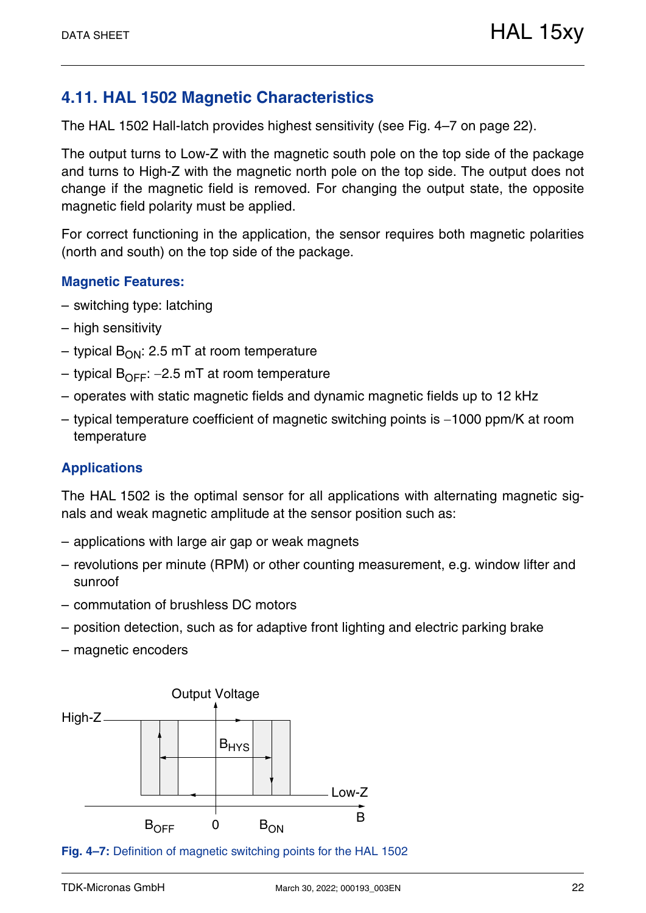## 4.11. HAL 1502 Magnetic Characteristics

The HAL 1502 Hall-latch provides highest sensitivity (see Fig. 4–7 on page 22).

The output turns to Low-Z with the magnetic south pole on the top side of the package and turns to High-Z with the magnetic north pole on the top side. The output does not change if the magnetic field is removed. For changing the output state, the opposite magnetic field polarity must be applied.

For correct functioning in the application, the sensor requires both magnetic polarities (north and south) on the top side of the package.

### Magnetic Features:

- switching type: latching
- high sensitivity
- typical $B_{ON}$: 2.5 mT at room temperature
- typical $B_{OFF}$: −2.5 mT at room temperature
- operates with static magnetic fields and dynamic magnetic fields up to 12 kHz
- typical temperature coefficient of magnetic switching points is −1000 ppm/K at room temperature

### Applications

The HAL 1502 is the optimal sensor for all applications with alternating magnetic signals and weak magnetic amplitude at the sensor position such as:

- applications with large air gap or weak magnets
- revolutions per minute (RPM) or other counting measurement, e.g. window lifter and sunroof
- commutation of brushless DC motors
- position detection, such as for adaptive front lighting and electric parking brake
- magnetic encoders

Output Voltage

High-Z

$B_{HYS}$

Low-Z

$B_{OFF}$ 0 $B_{ON}$ B

**Fig. 4–7:** Definition of magnetic switching points for the HAL 1502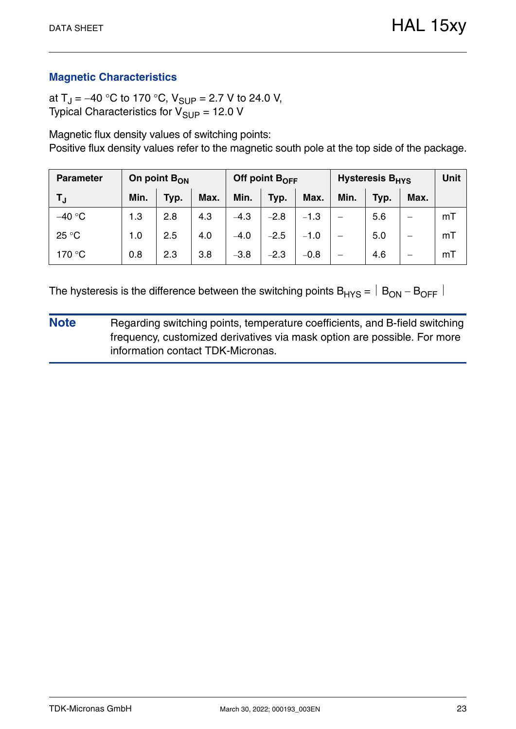## Magnetic Characteristics

at $T_J$ = −40 °C to 170 °C, $V_{SUP}$ = 2.7 V to 24.0 V,
Typical Characteristics for $V_{SUP}$ = 12.0 V

Magnetic flux density values of switching points:
Positive flux density values refer to the magnetic south pole at the top side of the package.

| Parameter | On point $B_{ON}$ | | | Off point $B_{OFF}$ | | | Hysteresis $B_{HYS}$ | | | Unit |
|---|---|---|---|---|---|---|---|---|---|---|
| $T_J$ | Min. | Typ. | Max. | Min. | Typ. | Max. | Min. | Typ. | Max. | |
| −40 °C | 1.3 | 2.8 | 4.3 | −4.3 | −2.8 | −1.3 | – | 5.6 | – | mT |
| 25 °C | 1.0 | 2.5 | 4.0 | −4.0 | −2.5 | −1.0 | – | 5.0 | – | mT |
| 170 °C | 0.8 | 2.3 | 3.8 | −3.8 | −2.3 | −0.8 | – | 4.6 | – | mT |

The hysteresis is the difference between the switching points $B_{HYS} = |B_{ON} - B_{OFF}|$

**Note** Regarding switching points, temperature coefficients, and B-field switching frequency, customized derivatives via mask option are possible. For more information contact TDK-Micronas.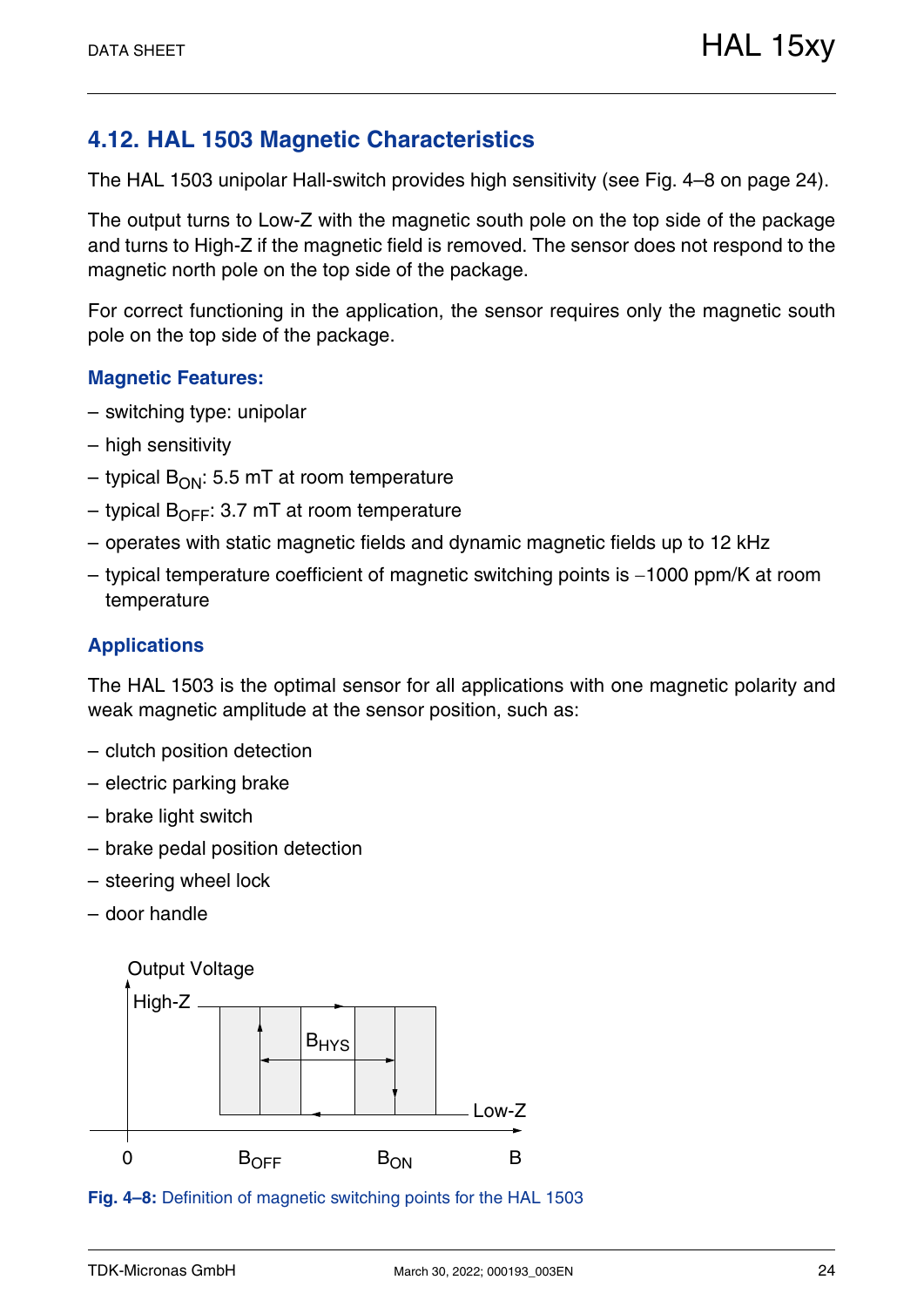## 4.12. HAL 1503 Magnetic Characteristics

The HAL 1503 unipolar Hall-switch provides high sensitivity (see Fig. 4–8 on page 24).

The output turns to Low-Z with the magnetic south pole on the top side of the package and turns to High-Z if the magnetic field is removed. The sensor does not respond to the magnetic north pole on the top side of the package.

For correct functioning in the application, the sensor requires only the magnetic south pole on the top side of the package.

### Magnetic Features:

– switching type: unipolar

– high sensitivity

– typical $B_{ON}$: 5.5 mT at room temperature

– typical $B_{OFF}$: 3.7 mT at room temperature

– operates with static magnetic fields and dynamic magnetic fields up to 12 kHz

– typical temperature coefficient of magnetic switching points is −1000 ppm/K at room temperature

### Applications

The HAL 1503 is the optimal sensor for all applications with one magnetic polarity and weak magnetic amplitude at the sensor position, such as:

– clutch position detection

– electric parking brake

– brake light switch

– brake pedal position detection

– steering wheel lock

– door handle

Output Voltage

High-Z

$B_{HYS}$

Low-Z

0 $B_{OFF}$ $B_{ON}$ B

**Fig. 4–8:** Definition of magnetic switching points for the HAL 1503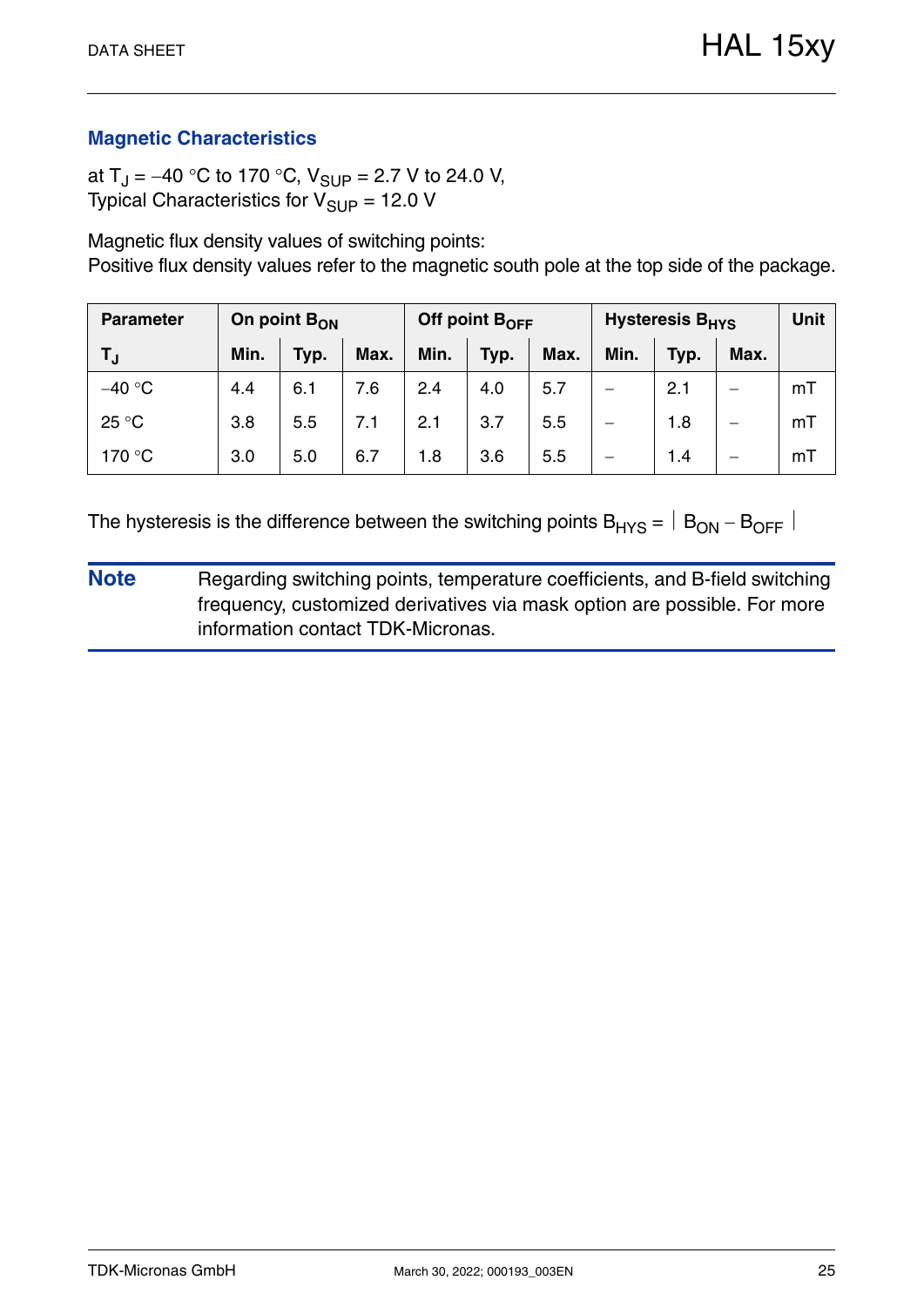## Magnetic Characteristics

at $T_J = -40$ °C to 170 °C, $V_{SUP} = 2.7$ V to 24.0 V,
Typical Characteristics for $V_{SUP} = 12.0$ V

Magnetic flux density values of switching points:
Positive flux density values refer to the magnetic south pole at the top side of the package.

| **Parameter** | **On point $B_{ON}$** | | | **Off point $B_{OFF}$** | | | **Hysteresis $B_{HYS}$** | | | **Unit** |
|---|---|---|---|---|---|---|---|---|---|---|
| **$T_J$** | **Min.** | **Typ.** | **Max.** | **Min.** | **Typ.** | **Max.** | **Min.** | **Typ.** | **Max.** | |
| −40 °C | 4.4 | 6.1 | 7.6 | 2.4 | 4.0 | 5.7 | – | 2.1 | – | mT |
| 25 °C | 3.8 | 5.5 | 7.1 | 2.1 | 3.7 | 5.5 | – | 1.8 | – | mT |
| 170 °C | 3.0 | 5.0 | 6.7 | 1.8 | 3.6 | 5.5 | – | 1.4 | – | mT |

The hysteresis is the difference between the switching points $B_{HYS} = |B_{ON} - B_{OFF}|$

**Note** Regarding switching points, temperature coefficients, and B-field switching frequency, customized derivatives via mask option are possible. For more information contact TDK-Micronas.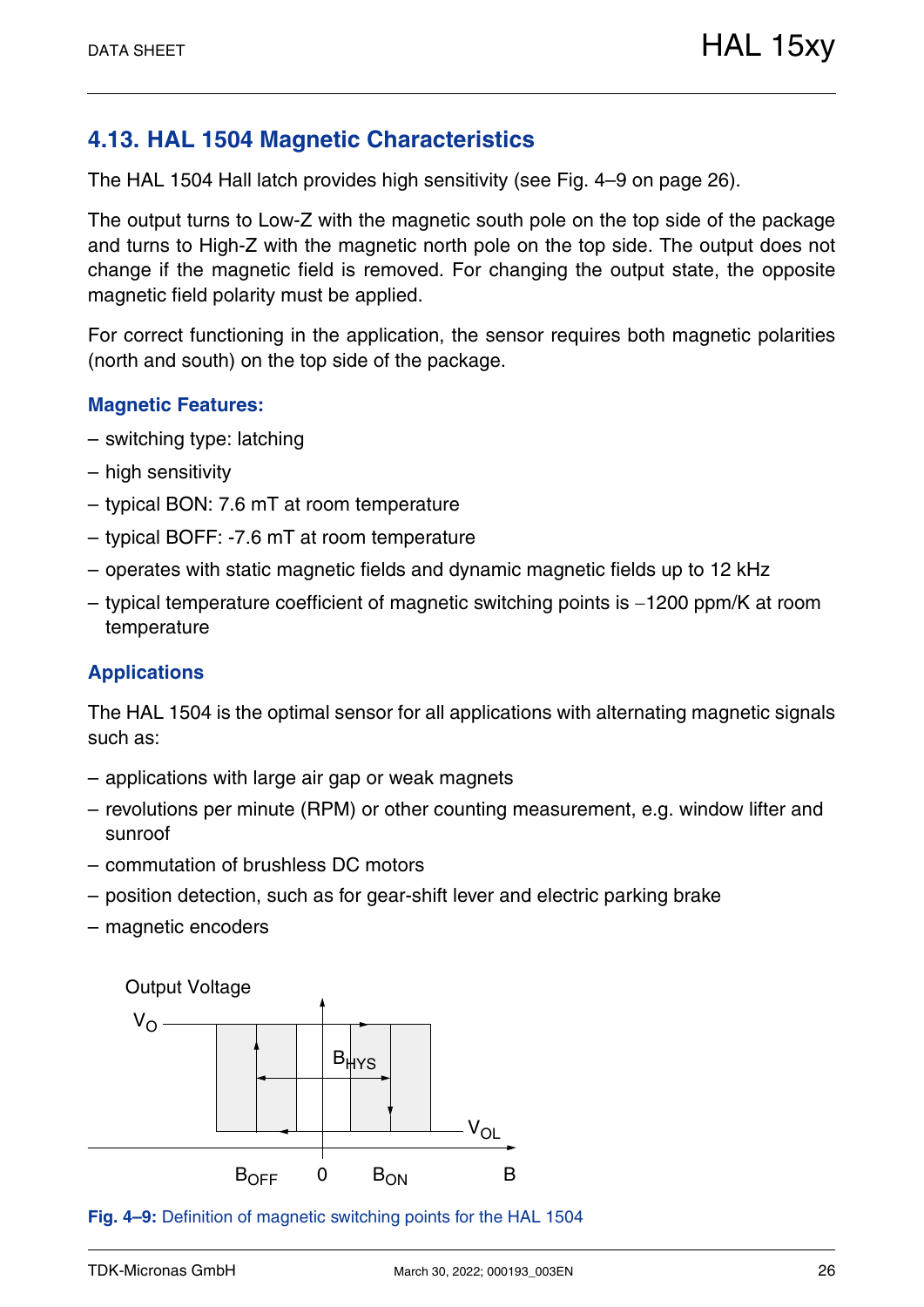## 4.13. HAL 1504 Magnetic Characteristics

The HAL 1504 Hall latch provides high sensitivity (see Fig. 4–9 on page 26).

The output turns to Low-Z with the magnetic south pole on the top side of the package and turns to High-Z with the magnetic north pole on the top side. The output does not change if the magnetic field is removed. For changing the output state, the opposite magnetic field polarity must be applied.

For correct functioning in the application, the sensor requires both magnetic polarities (north and south) on the top side of the package.

### Magnetic Features:

- switching type: latching
- high sensitivity
- typical BON: 7.6 mT at room temperature
- typical BOFF: -7.6 mT at room temperature
- operates with static magnetic fields and dynamic magnetic fields up to 12 kHz
- typical temperature coefficient of magnetic switching points is −1200 ppm/K at room temperature

### Applications

The HAL 1504 is the optimal sensor for all applications with alternating magnetic signals such as:

- applications with large air gap or weak magnets
- revolutions per minute (RPM) or other counting measurement, e.g. window lifter and sunroof
- commutation of brushless DC motors
- position detection, such as for gear-shift lever and electric parking brake
- magnetic encoders

Output Voltage $V_O$ $B_{HYS}$ $V_{OL}$ $B_{OFF}$ 0 $B_{ON}$ B

**Fig. 4–9:** Definition of magnetic switching points for the HAL 1504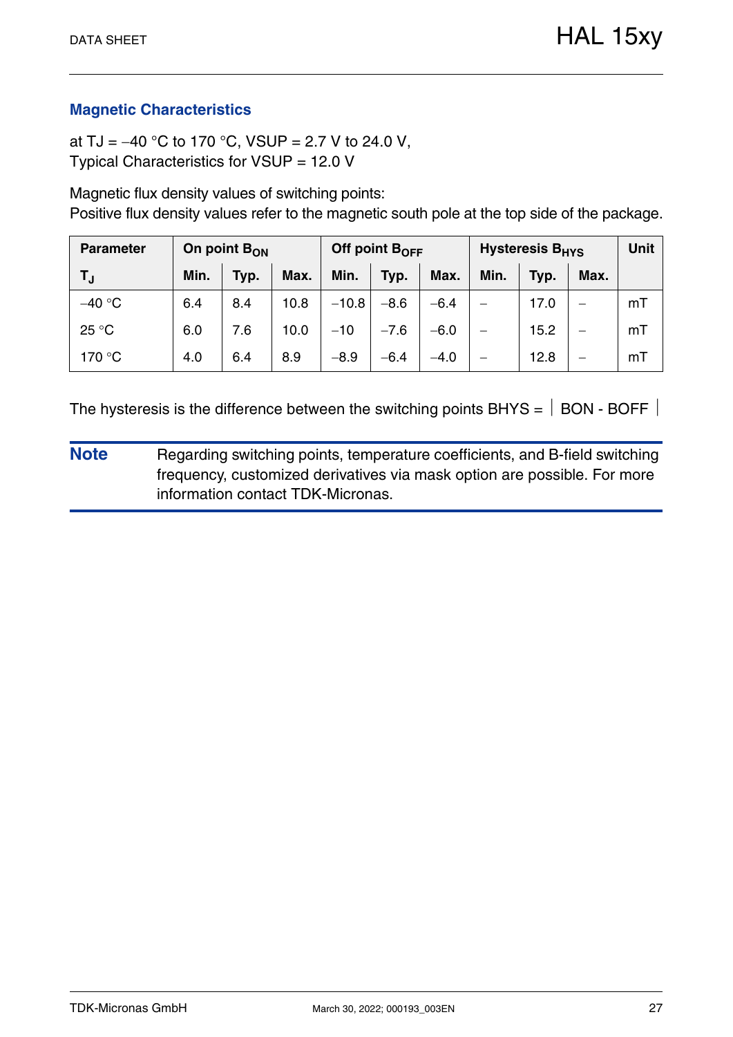## Magnetic Characteristics

at $T_J$ = –40 °C to 170 °C, $V_{SUP}$ = 2.7 V to 24.0 V,
Typical Characteristics for $V_{SUP}$ = 12.0 V

Magnetic flux density values of switching points:
Positive flux density values refer to the magnetic south pole at the top side of the package.

| Parameter | On point $B_{ON}$ | | | Off point $B_{OFF}$ | | | Hysteresis $B_{HYS}$ | | | Unit |
|---|---|---|---|---|---|---|---|---|---|---|
| $T_J$ | Min. | Typ. | Max. | Min. | Typ. | Max. | Min. | Typ. | Max. | |
| –40 °C | 6.4 | 8.4 | 10.8 | –10.8 | –8.6 | –6.4 | – | 17.0 | – | mT |
| 25 °C | 6.0 | 7.6 | 10.0 | –10 | –7.6 | –6.0 | – | 15.2 | – | mT |
| 170 °C | 4.0 | 6.4 | 8.9 | –8.9 | –6.4 | –4.0 | – | 12.8 | – | mT |

The hysteresis is the difference between the switching points $B_{HYS} = |B_{ON} - B_{OFF}|$

**Note** Regarding switching points, temperature coefficients, and B-field switching frequency, customized derivatives via mask option are possible. For more information contact TDK-Micronas.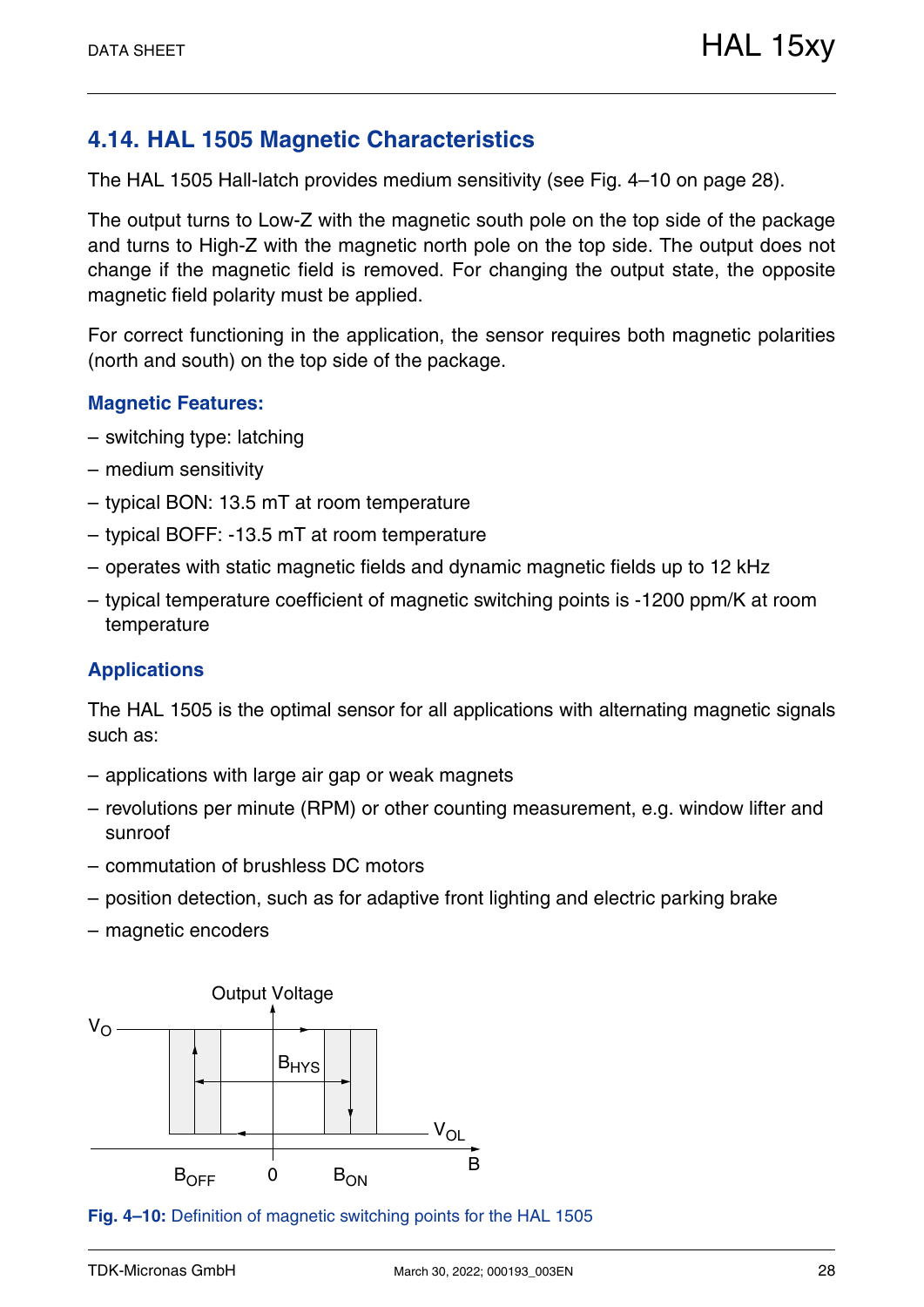## 4.14. HAL 1505 Magnetic Characteristics

The HAL 1505 Hall-latch provides medium sensitivity (see Fig. 4–10 on page 28).

The output turns to Low-Z with the magnetic south pole on the top side of the package and turns to High-Z with the magnetic north pole on the top side. The output does not change if the magnetic field is removed. For changing the output state, the opposite magnetic field polarity must be applied.

For correct functioning in the application, the sensor requires both magnetic polarities (north and south) on the top side of the package.

### Magnetic Features:

– switching type: latching

– medium sensitivity

– typical BON: 13.5 mT at room temperature

– typical BOFF: -13.5 mT at room temperature

– operates with static magnetic fields and dynamic magnetic fields up to 12 kHz

– typical temperature coefficient of magnetic switching points is -1200 ppm/K at room temperature

### Applications

The HAL 1505 is the optimal sensor for all applications with alternating magnetic signals such as:

– applications with large air gap or weak magnets

– revolutions per minute (RPM) or other counting measurement, e.g. window lifter and sunroof

– commutation of brushless DC motors

– position detection, such as for adaptive front lighting and electric parking brake

– magnetic encoders

Output Voltage

$V_O$

$B_{HYS}$

$V_{OL}$

B

$B_{OFF}$ 0 $B_{ON}$

**Fig. 4–10:** Definition of magnetic switching points for the HAL 1505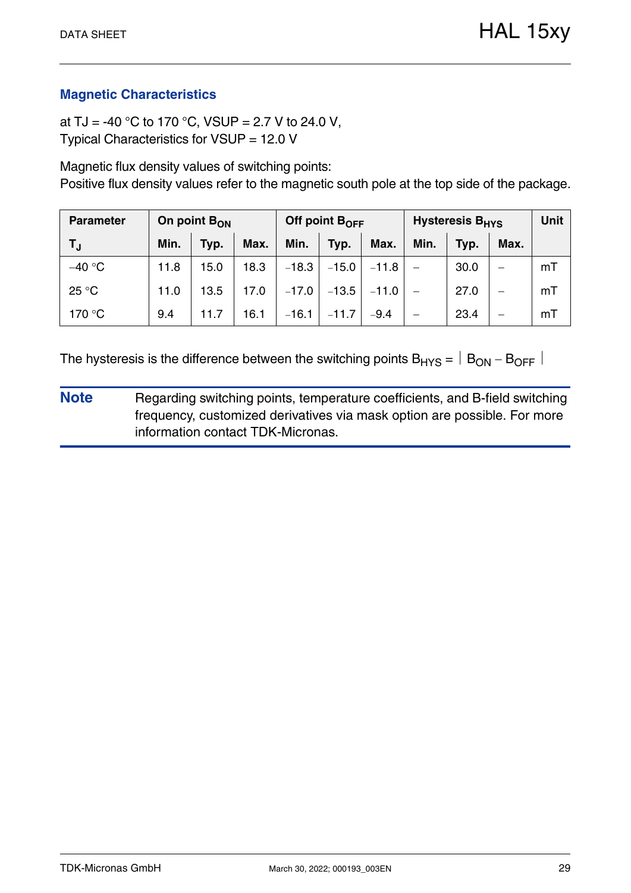## Magnetic Characteristics

at TJ = -40 °C to 170 °C, VSUP = 2.7 V to 24.0 V,
Typical Characteristics for VSUP = 12.0 V

Magnetic flux density values of switching points:
Positive flux density values refer to the magnetic south pole at the top side of the package.

| Parameter | On point $B_{ON}$ | | | Off point $B_{OFF}$ | | | Hysteresis $B_{HYS}$ | | | Unit |
|---|---|---|---|---|---|---|---|---|---|---|
| $T_J$ | Min. | Typ. | Max. | Min. | Typ. | Max. | Min. | Typ. | Max. | |
| −40 °C | 11.8 | 15.0 | 18.3 | −18.3 | −15.0 | −11.8 | – | 30.0 | – | mT |
| 25 °C | 11.0 | 13.5 | 17.0 | −17.0 | −13.5 | −11.0 | – | 27.0 | – | mT |
| 170 °C | 9.4 | 11.7 | 16.1 | −16.1 | −11.7 | −9.4 | – | 23.4 | – | mT |

The hysteresis is the difference between the switching points $B_{HYS} = |B_{ON} - B_{OFF}|$

**Note** Regarding switching points, temperature coefficients, and B-field switching frequency, customized derivatives via mask option are possible. For more information contact TDK-Micronas.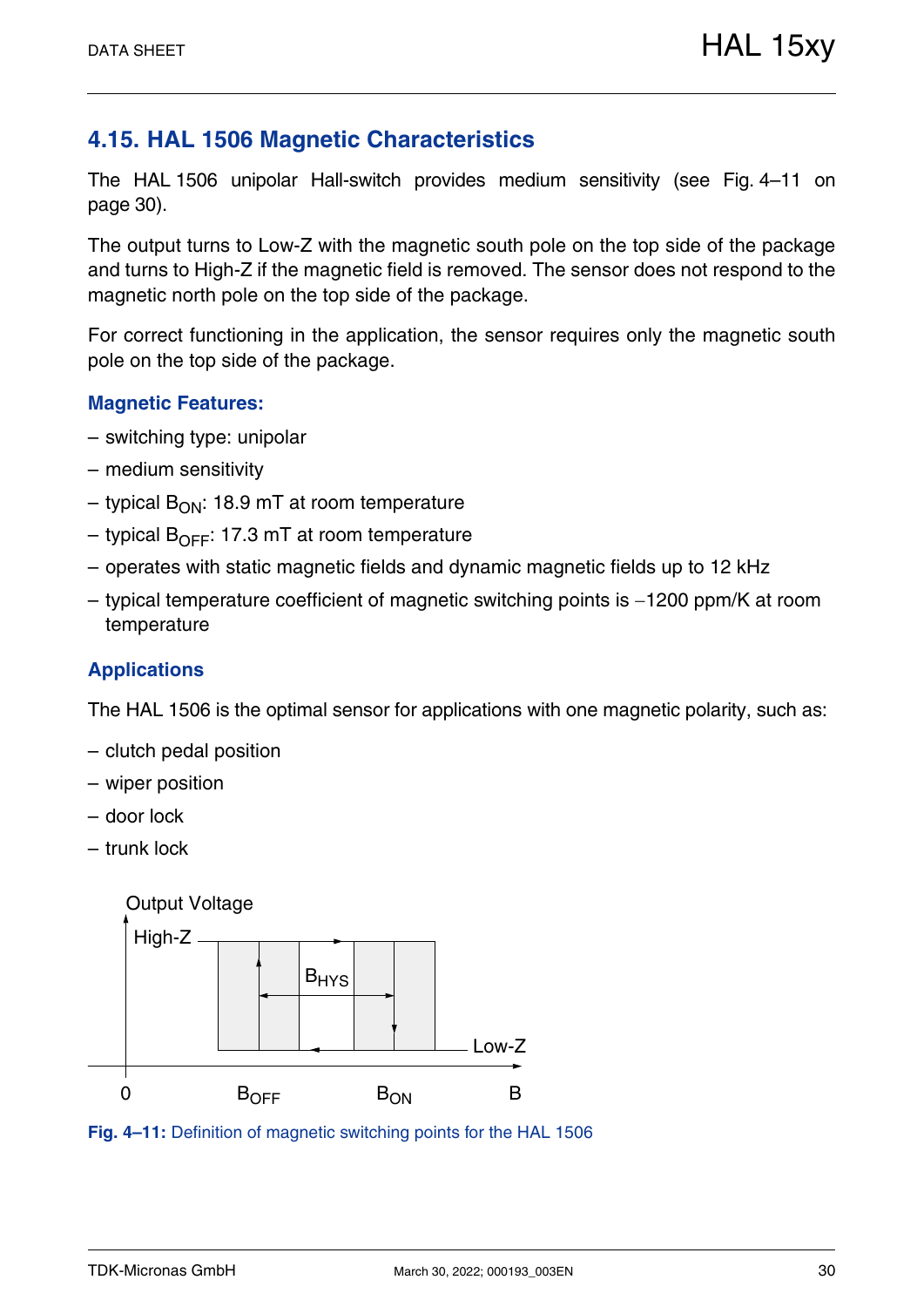## 4.15. HAL 1506 Magnetic Characteristics

The HAL 1506 unipolar Hall-switch provides medium sensitivity (see Fig. 4–11 on page 30).

The output turns to Low-Z with the magnetic south pole on the top side of the package and turns to High-Z if the magnetic field is removed. The sensor does not respond to the magnetic north pole on the top side of the package.

For correct functioning in the application, the sensor requires only the magnetic south pole on the top side of the package.

### Magnetic Features:

- switching type: unipolar
- medium sensitivity
- typical $B_{ON}$: 18.9 mT at room temperature
- typical $B_{OFF}$: 17.3 mT at room temperature
- operates with static magnetic fields and dynamic magnetic fields up to 12 kHz
- typical temperature coefficient of magnetic switching points is −1200 ppm/K at room temperature

### Applications

The HAL 1506 is the optimal sensor for applications with one magnetic polarity, such as:

- clutch pedal position
- wiper position
- door lock
- trunk lock

Output Voltage

High-Z

$B_{HYS}$

Low-Z

0 $B_{OFF}$ $B_{ON}$ B

**Fig. 4–11:** Definition of magnetic switching points for the HAL 1506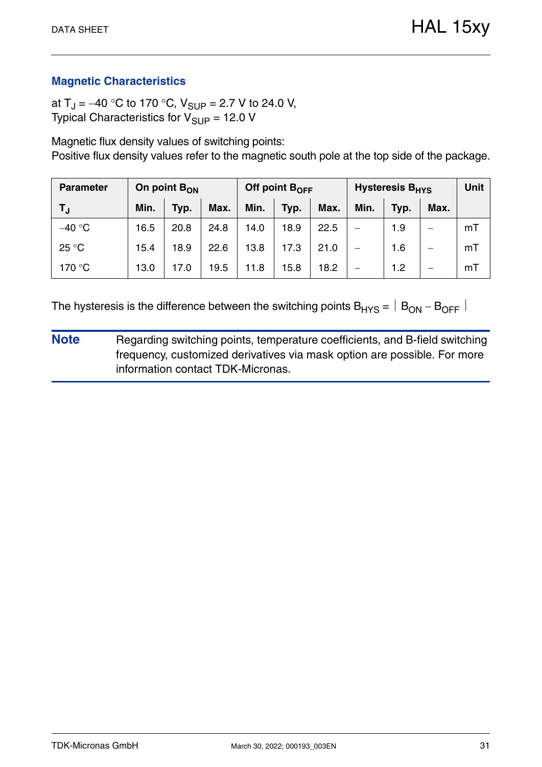## Magnetic Characteristics

at $T_J$ = –40 °C to 170 °C, $V_{SUP}$ = 2.7 V to 24.0 V,
Typical Characteristics for $V_{SUP}$ = 12.0 V

Magnetic flux density values of switching points:
Positive flux density values refer to the magnetic south pole at the top side of the package.

| Parameter | On point $B_{ON}$ | | | Off point $B_{OFF}$ | | | Hysteresis $B_{HYS}$ | | | Unit |
|---|---|---|---|---|---|---|---|---|---|---|
| $T_J$ | Min. | Typ. | Max. | Min. | Typ. | Max. | Min. | Typ. | Max. | |
| –40 °C | 16.5 | 20.8 | 24.8 | 14.0 | 18.9 | 22.5 | – | 1.9 | – | mT |
| 25 °C | 15.4 | 18.9 | 22.6 | 13.8 | 17.3 | 21.0 | – | 1.6 | – | mT |
| 170 °C | 13.0 | 17.0 | 19.5 | 11.8 | 15.8 | 18.2 | – | 1.2 | – | mT |

The hysteresis is the difference between the switching points $B_{HYS} = |B_{ON} - B_{OFF}|$

**Note** Regarding switching points, temperature coefficients, and B-field switching frequency, customized derivatives via mask option are possible. For more information contact TDK-Micronas.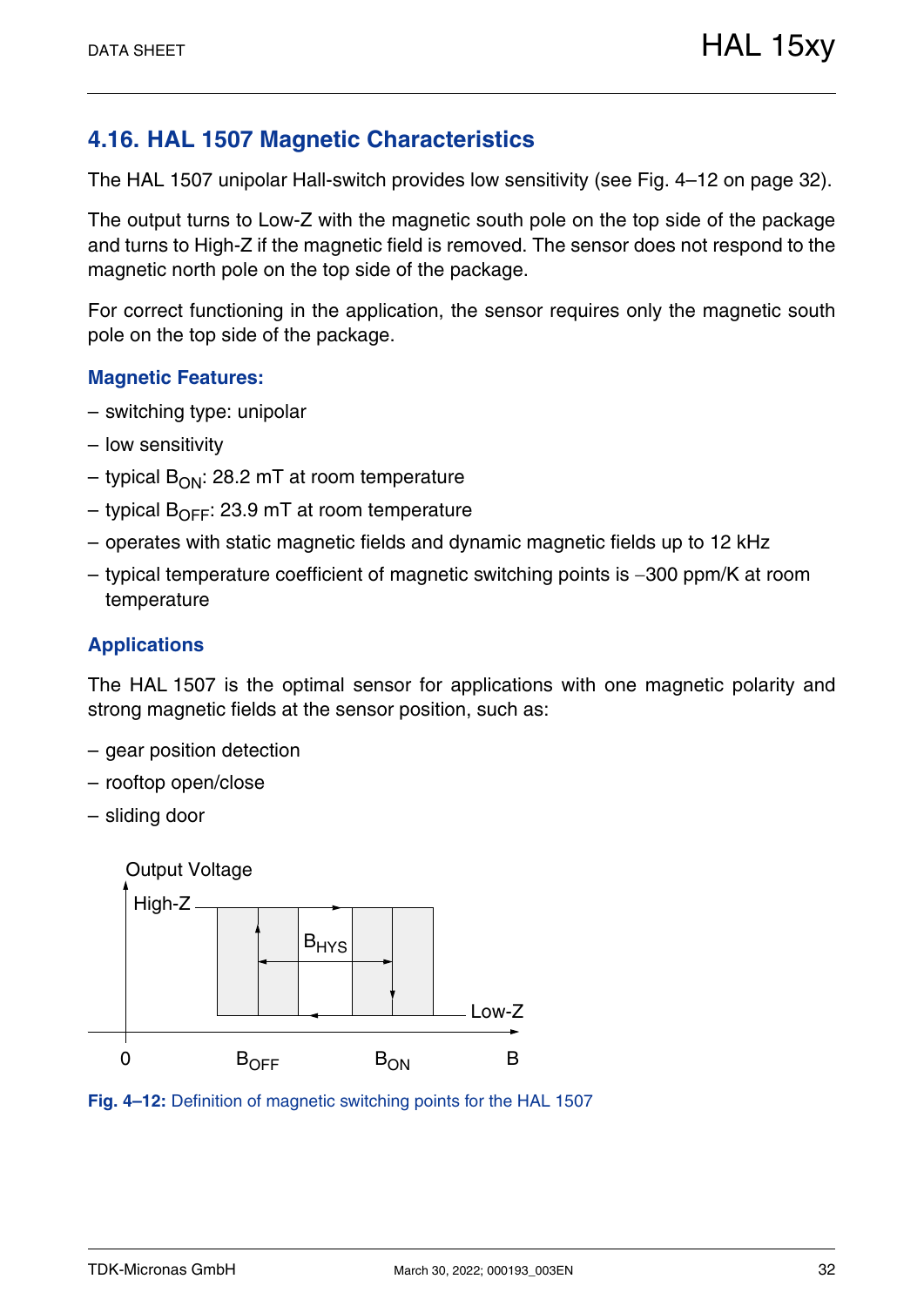## 4.16. HAL 1507 Magnetic Characteristics

The HAL 1507 unipolar Hall-switch provides low sensitivity (see Fig. 4–12 on page 32).

The output turns to Low-Z with the magnetic south pole on the top side of the package and turns to High-Z if the magnetic field is removed. The sensor does not respond to the magnetic north pole on the top side of the package.

For correct functioning in the application, the sensor requires only the magnetic south pole on the top side of the package.

### Magnetic Features:

– switching type: unipolar

– low sensitivity

– typical $B_{ON}$: 28.2 mT at room temperature

– typical $B_{OFF}$: 23.9 mT at room temperature

– operates with static magnetic fields and dynamic magnetic fields up to 12 kHz

– typical temperature coefficient of magnetic switching points is −300 ppm/K at room temperature

### Applications

The HAL 1507 is the optimal sensor for applications with one magnetic polarity and strong magnetic fields at the sensor position, such as:

– gear position detection

– rooftop open/close

– sliding door

Output Voltage

High-Z

$B_{HYS}$

Low-Z

0 $B_{OFF}$ $B_{ON}$ B

**Fig. 4–12:** Definition of magnetic switching points for the HAL 1507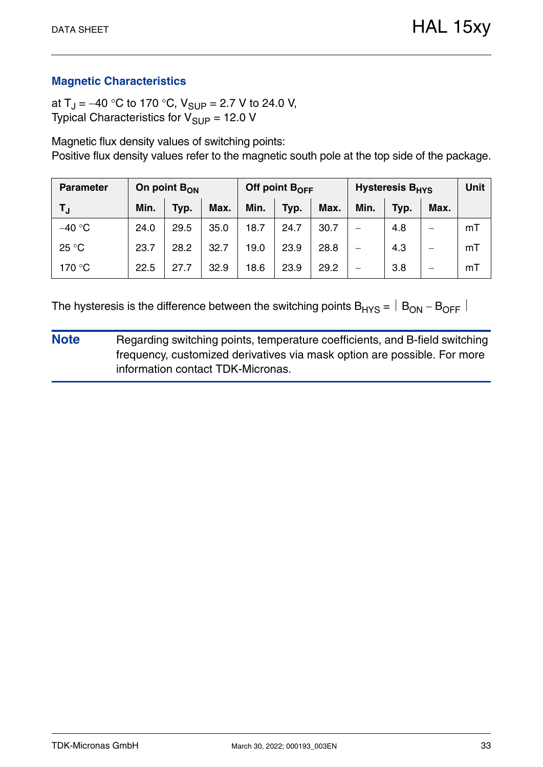## Magnetic Characteristics

at $T_J$ = –40 °C to 170 °C, $V_{SUP}$ = 2.7 V to 24.0 V,
Typical Characteristics for $V_{SUP}$ = 12.0 V

Magnetic flux density values of switching points:
Positive flux density values refer to the magnetic south pole at the top side of the package.

| Parameter | On point $B_{ON}$ | | | Off point $B_{OFF}$ | | | Hysteresis $B_{HYS}$ | | | Unit |
|---|---|---|---|---|---|---|---|---|---|---|
| $T_J$ | Min. | Typ. | Max. | Min. | Typ. | Max. | Min. | Typ. | Max. | |
| –40 °C | 24.0 | 29.5 | 35.0 | 18.7 | 24.7 | 30.7 | – | 4.8 | – | mT |
| 25 °C | 23.7 | 28.2 | 32.7 | 19.0 | 23.9 | 28.8 | – | 4.3 | – | mT |
| 170 °C | 22.5 | 27.7 | 32.9 | 18.6 | 23.9 | 29.2 | – | 3.8 | – | mT |

The hysteresis is the difference between the switching points $B_{HYS} = |B_{ON} - B_{OFF}|$

**Note** Regarding switching points, temperature coefficients, and B-field switching frequency, customized derivatives via mask option are possible. For more information contact TDK-Micronas.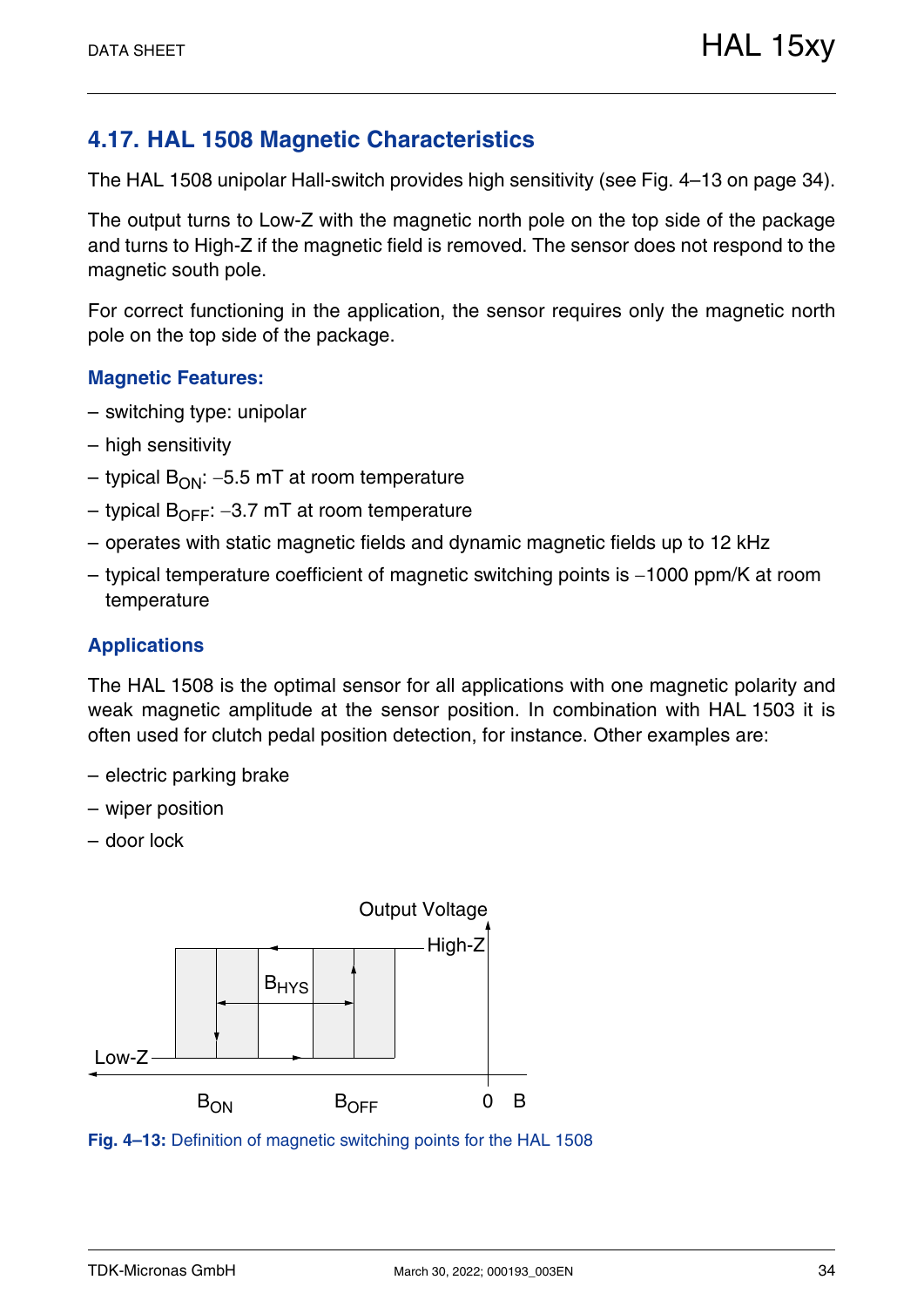## 4.17. HAL 1508 Magnetic Characteristics

The HAL 1508 unipolar Hall-switch provides high sensitivity (see Fig. 4–13 on page 34).

The output turns to Low-Z with the magnetic north pole on the top side of the package and turns to High-Z if the magnetic field is removed. The sensor does not respond to the magnetic south pole.

For correct functioning in the application, the sensor requires only the magnetic north pole on the top side of the package.

### Magnetic Features:

– switching type: unipolar

– high sensitivity

– typical $B_{ON}$: −5.5 mT at room temperature

– typical $B_{OFF}$: −3.7 mT at room temperature

– operates with static magnetic fields and dynamic magnetic fields up to 12 kHz

– typical temperature coefficient of magnetic switching points is −1000 ppm/K at room temperature

### Applications

The HAL 1508 is the optimal sensor for all applications with one magnetic polarity and weak magnetic amplitude at the sensor position. In combination with HAL 1503 it is often used for clutch pedal position detection, for instance. Other examples are:

– electric parking brake

– wiper position

– door lock

**Fig. 4–13:** Definition of magnetic switching points for the HAL 1508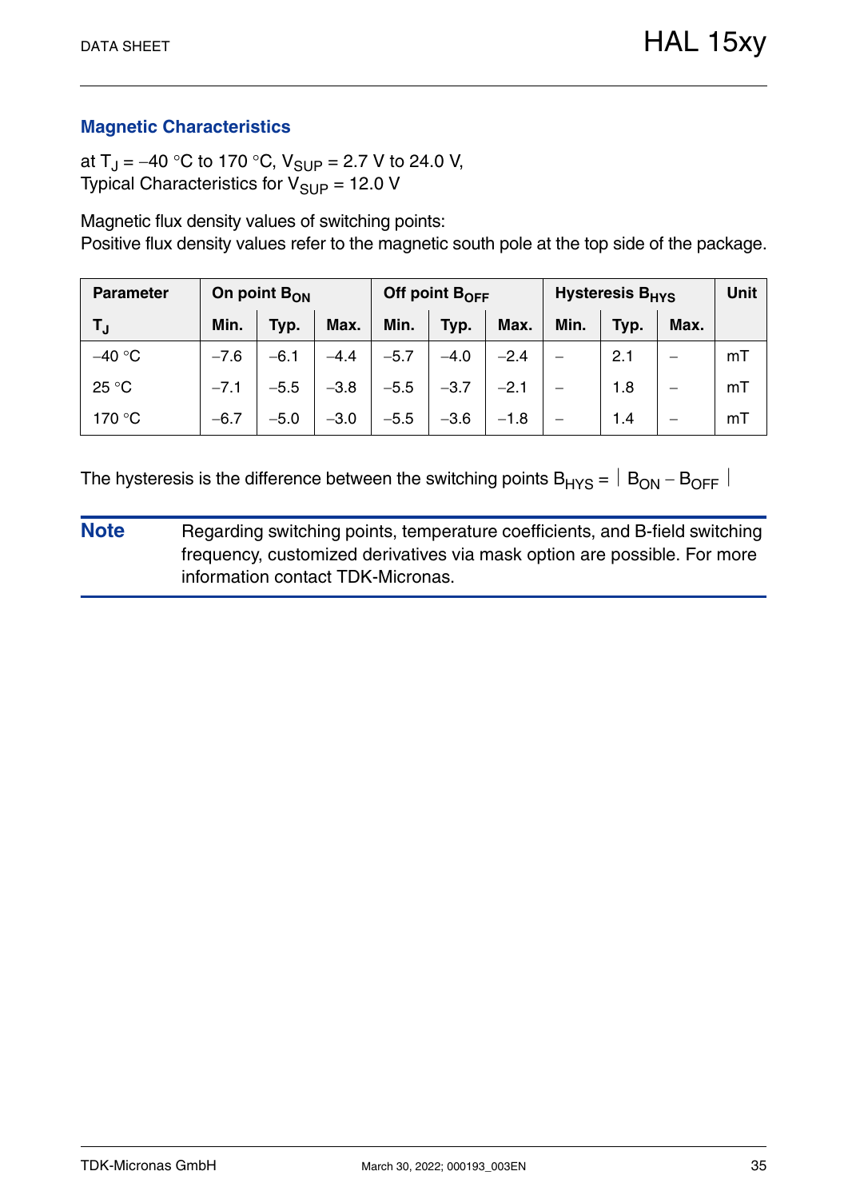## Magnetic Characteristics

at $T_J$ = –40 °C to 170 °C, $V_{SUP}$ = 2.7 V to 24.0 V,
Typical Characteristics for $V_{SUP}$ = 12.0 V

Magnetic flux density values of switching points:
Positive flux density values refer to the magnetic south pole at the top side of the package.

| Parameter | On point $B_{ON}$ | | | Off point $B_{OFF}$ | | | Hysteresis $B_{HYS}$ | | | Unit |
|---|---|---|---|---|---|---|---|---|---|---|
| $T_J$ | Min. | Typ. | Max. | Min. | Typ. | Max. | Min. | Typ. | Max. | |
| –40 °C | –7.6 | –6.1 | –4.4 | –5.7 | –4.0 | –2.4 | – | 2.1 | – | mT |
| 25 °C | –7.1 | –5.5 | –3.8 | –5.5 | –3.7 | –2.1 | – | 1.8 | – | mT |
| 170 °C | –6.7 | –5.0 | –3.0 | –5.5 | –3.6 | –1.8 | – | 1.4 | – | mT |

The hysteresis is the difference between the switching points $B_{HYS} = | B_{ON} - B_{OFF} |$

**Note** Regarding switching points, temperature coefficients, and B-field switching frequency, customized derivatives via mask option are possible. For more information contact TDK-Micronas.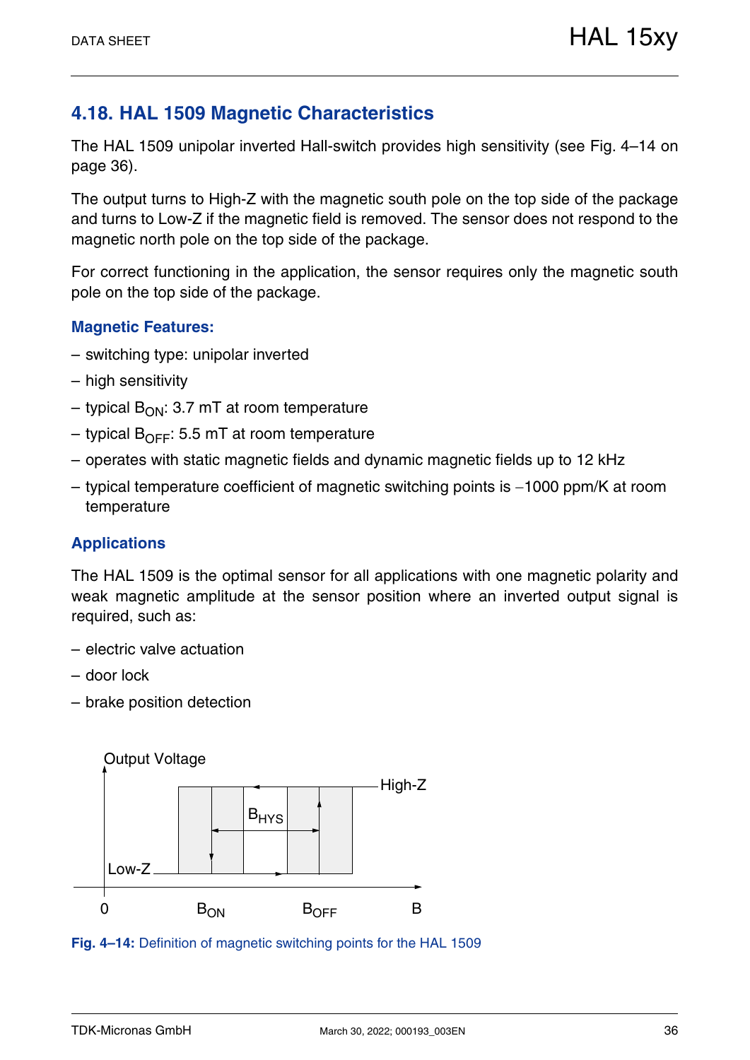## 4.18. HAL 1509 Magnetic Characteristics

The HAL 1509 unipolar inverted Hall-switch provides high sensitivity (see Fig. 4–14 on page 36).

The output turns to High-Z with the magnetic south pole on the top side of the package and turns to Low-Z if the magnetic field is removed. The sensor does not respond to the magnetic north pole on the top side of the package.

For correct functioning in the application, the sensor requires only the magnetic south pole on the top side of the package.

### Magnetic Features:

– switching type: unipolar inverted

– high sensitivity

– typical $B_{ON}$: 3.7 mT at room temperature

– typical $B_{OFF}$: 5.5 mT at room temperature

– operates with static magnetic fields and dynamic magnetic fields up to 12 kHz

– typical temperature coefficient of magnetic switching points is −1000 ppm/K at room temperature

### Applications

The HAL 1509 is the optimal sensor for all applications with one magnetic polarity and weak magnetic amplitude at the sensor position where an inverted output signal is required, such as:

– electric valve actuation

– door lock

– brake position detection

Output Voltage

High-Z

$B_{HYS}$

Low-Z

0 $B_{ON}$ $B_{OFF}$ B

**Fig. 4–14:** Definition of magnetic switching points for the HAL 1509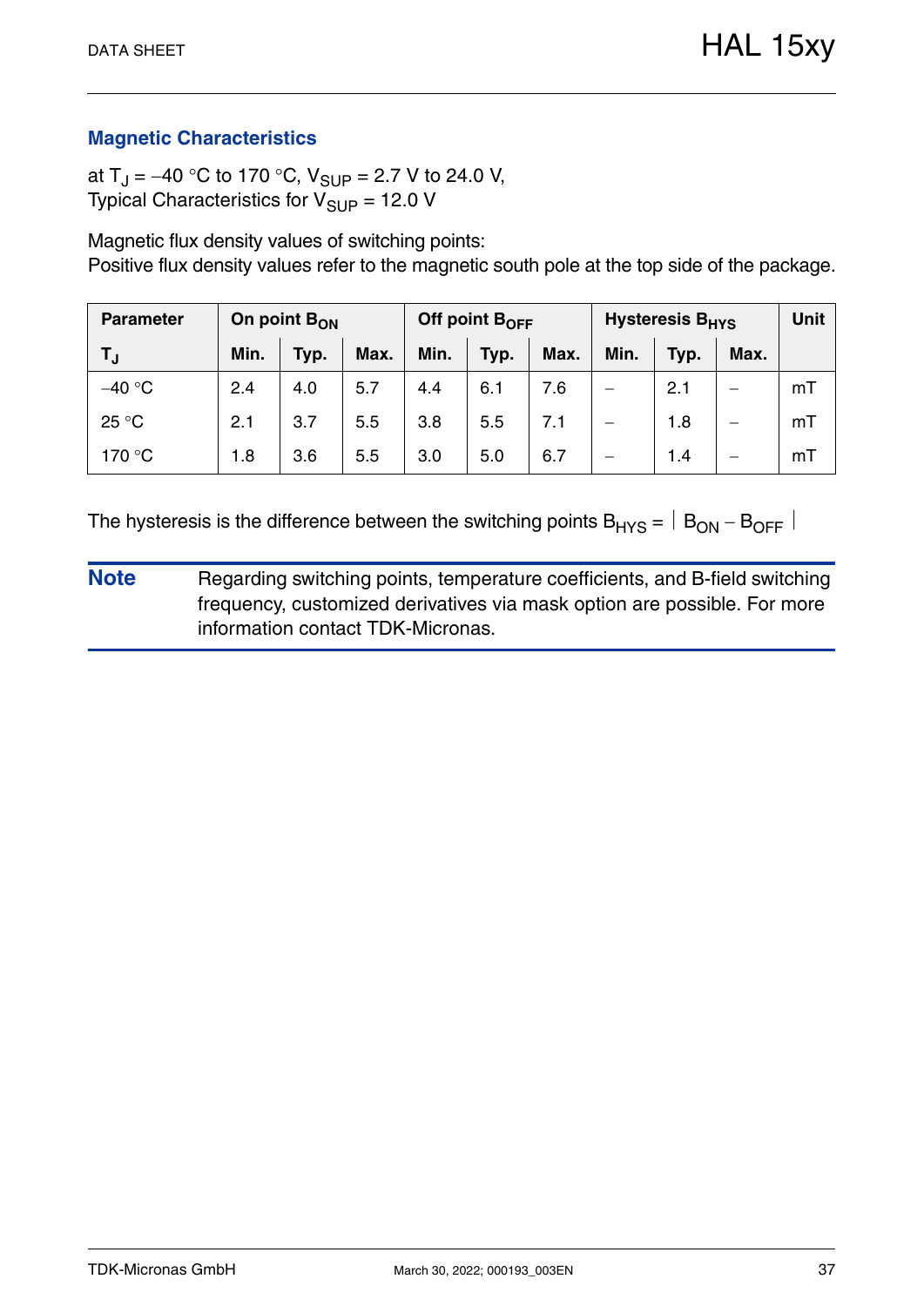## Magnetic Characteristics

at $T_J = -40\ °C$ to $170\ °C$, $V_{SUP} = 2.7\ V$ to $24.0\ V$,
Typical Characteristics for $V_{SUP} = 12.0\ V$

Magnetic flux density values of switching points:
Positive flux density values refer to the magnetic south pole at the top side of the package.

| Parameter | On point $B_{ON}$ | | | Off point $B_{OFF}$ | | | Hysteresis $B_{HYS}$ | | | Unit |
|---|---|---|---|---|---|---|---|---|---|---|
| $T_J$ | Min. | Typ. | Max. | Min. | Typ. | Max. | Min. | Typ. | Max. | |
| −40 °C | 2.4 | 4.0 | 5.7 | 4.4 | 6.1 | 7.6 | – | 2.1 | – | mT |
| 25 °C | 2.1 | 3.7 | 5.5 | 3.8 | 5.5 | 7.1 | – | 1.8 | – | mT |
| 170 °C | 1.8 | 3.6 | 5.5 | 3.0 | 5.0 | 6.7 | – | 1.4 | – | mT |

The hysteresis is the difference between the switching points $B_{HYS} = |B_{ON} - B_{OFF}|$

**Note** Regarding switching points, temperature coefficients, and B-field switching frequency, customized derivatives via mask option are possible. For more information contact TDK-Micronas.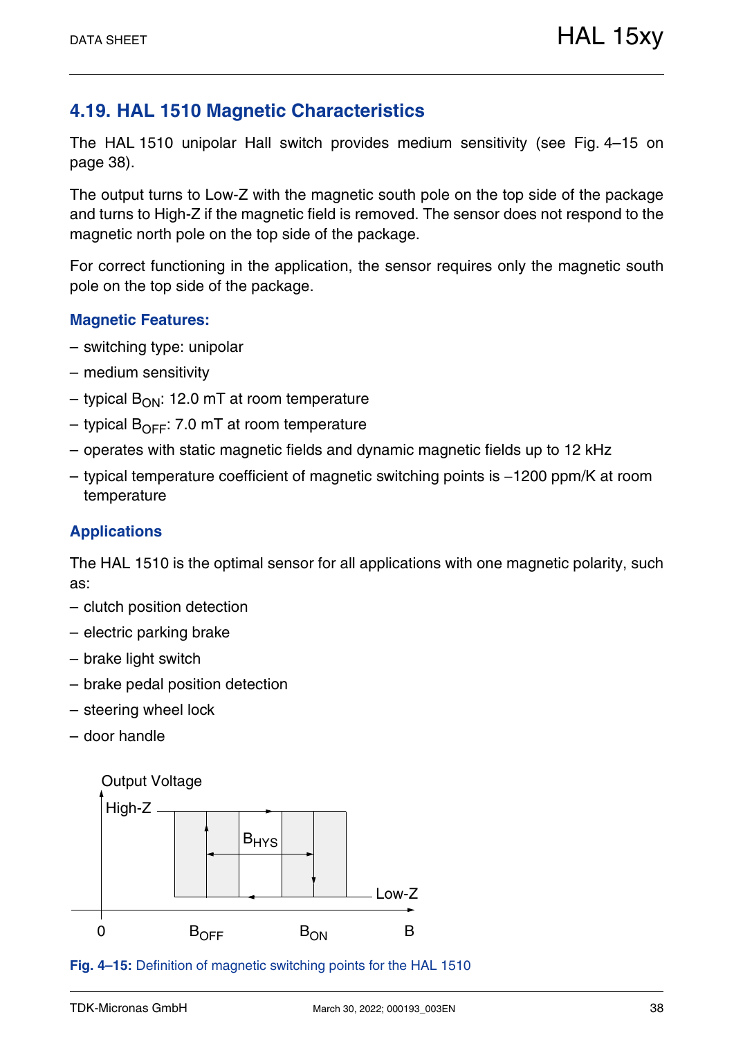## 4.19. HAL 1510 Magnetic Characteristics

The HAL 1510 unipolar Hall switch provides medium sensitivity (see Fig. 4–15 on page 38).

The output turns to Low-Z with the magnetic south pole on the top side of the package and turns to High-Z if the magnetic field is removed. The sensor does not respond to the magnetic north pole on the top side of the package.

For correct functioning in the application, the sensor requires only the magnetic south pole on the top side of the package.

### Magnetic Features:

- switching type: unipolar
- medium sensitivity
- typical $B_{ON}$: 12.0 mT at room temperature
- typical $B_{OFF}$: 7.0 mT at room temperature
- operates with static magnetic fields and dynamic magnetic fields up to 12 kHz
- typical temperature coefficient of magnetic switching points is −1200 ppm/K at room temperature

### Applications

The HAL 1510 is the optimal sensor for all applications with one magnetic polarity, such as:

- clutch position detection
- electric parking brake
- brake light switch
- brake pedal position detection
- steering wheel lock
- door handle

Output Voltage

High-Z

$B_{HYS}$

Low-Z

0 $B_{OFF}$ $B_{ON}$ B

**Fig. 4–15:** Definition of magnetic switching points for the HAL 1510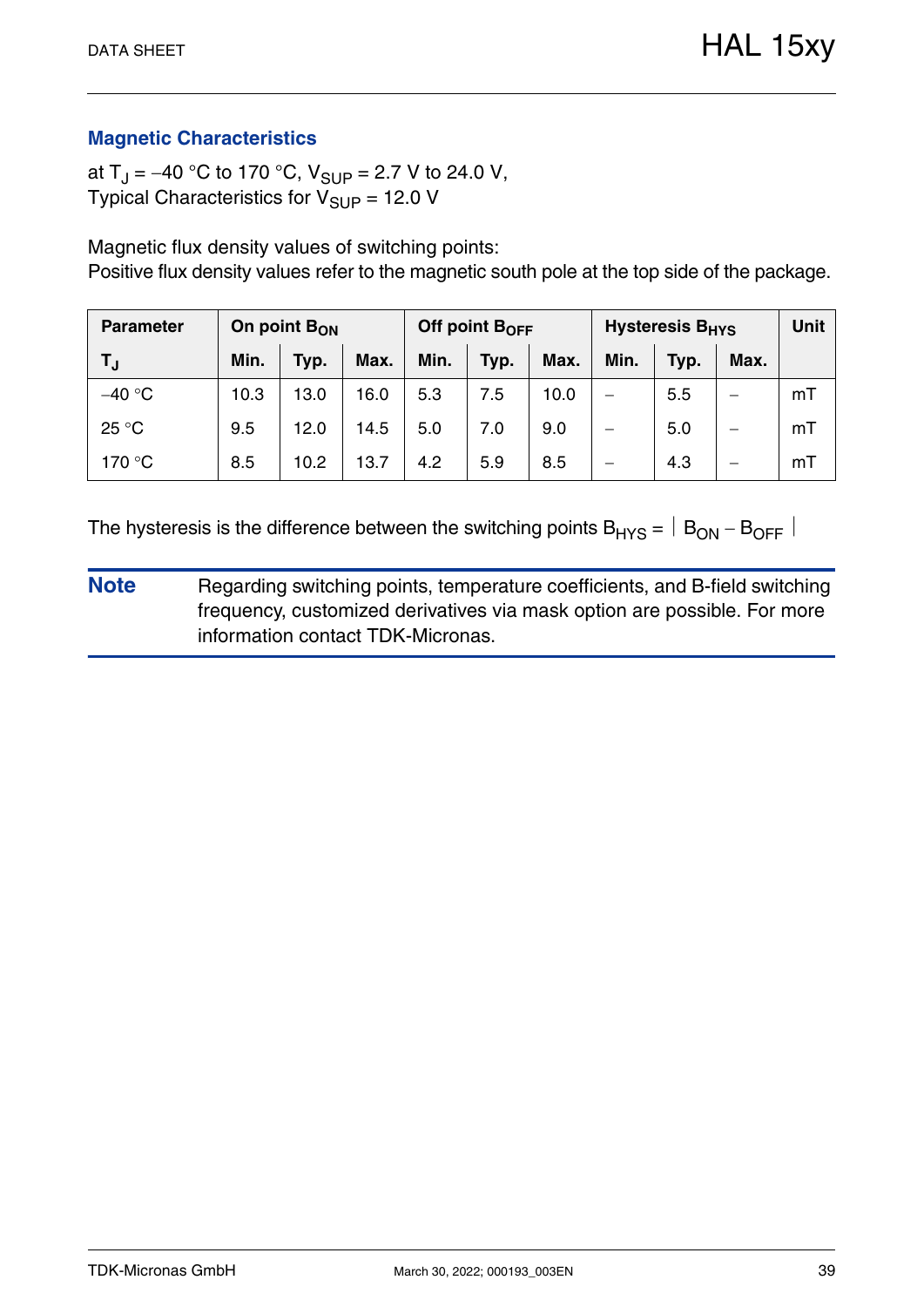## Magnetic Characteristics

at $T_J$ = –40 °C to 170 °C, $V_{SUP}$ = 2.7 V to 24.0 V,
Typical Characteristics for $V_{SUP}$ = 12.0 V

Magnetic flux density values of switching points:
Positive flux density values refer to the magnetic south pole at the top side of the package.

| Parameter | On point $B_{ON}$ | | | Off point $B_{OFF}$ | | | Hysteresis $B_{HYS}$ | | | Unit |
|---|---|---|---|---|---|---|---|---|---|---|
| $T_J$ | Min. | Typ. | Max. | Min. | Typ. | Max. | Min. | Typ. | Max. | |
| –40 °C | 10.3 | 13.0 | 16.0 | 5.3 | 7.5 | 10.0 | – | 5.5 | – | mT |
| 25 °C | 9.5 | 12.0 | 14.5 | 5.0 | 7.0 | 9.0 | – | 5.0 | – | mT |
| 170 °C | 8.5 | 10.2 | 13.7 | 4.2 | 5.9 | 8.5 | – | 4.3 | – | mT |

The hysteresis is the difference between the switching points $B_{HYS} = | B_{ON} - B_{OFF} |$

**Note** Regarding switching points, temperature coefficients, and B-field switching frequency, customized derivatives via mask option are possible. For more information contact TDK-Micronas.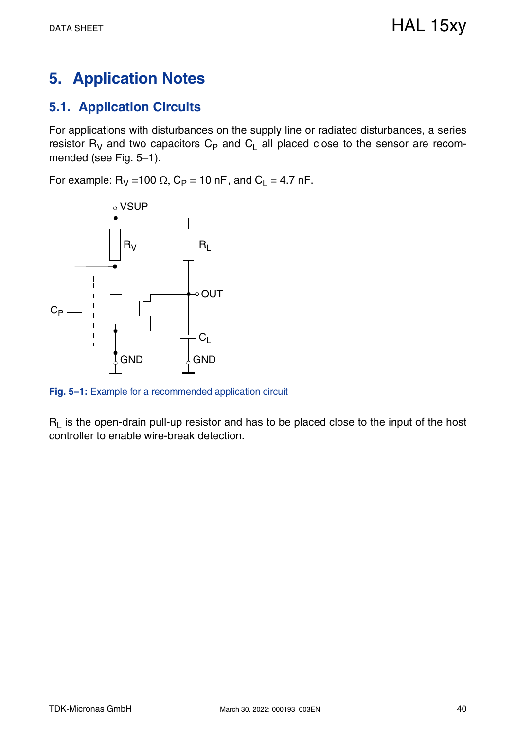# 5. Application Notes

## 5.1. Application Circuits

For applications with disturbances on the supply line or radiated disturbances, a series resistor $R_V$ and two capacitors $C_P$ and $C_L$ all placed close to the sensor are recommended (see Fig. 5–1).

For example: $R_V$ =100 Ω, $C_P$ = 10 nF, and $C_L$ = 4.7 nF.

**Fig. 5–1:** Example for a recommended application circuit

$R_L$ is the open-drain pull-up resistor and has to be placed close to the input of the host controller to enable wire-break detection.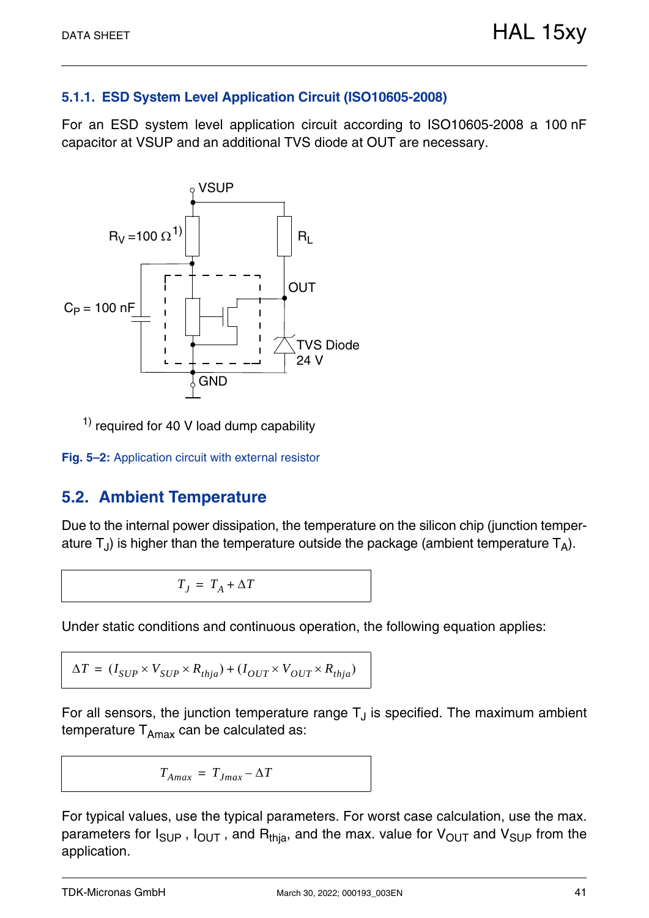### 5.1.1. ESD System Level Application Circuit (ISO10605-2008)

For an ESD system level application circuit according to ISO10605-2008 a 100 nF capacitor at VSUP and an additional TVS diode at OUT are necessary.

VSUP

$R_V$ = 100 Ω [1)]

$R_L$

OUT

$C_P$ = 100 nF

TVS Diode 24 V

GND

[1)] required for 40 V load dump capability

**Fig. 5–2:** Application circuit with external resistor

## 5.2. Ambient Temperature

Due to the internal power dissipation, the temperature on the silicon chip (junction temperature $T_J$) is higher than the temperature outside the package (ambient temperature $T_A$).

$$T_J = T_A + \Delta T$$

Under static conditions and continuous operation, the following equation applies:

$$\Delta T = (I_{SUP} \times V_{SUP} \times R_{thja}) + (I_{OUT} \times V_{OUT} \times R_{thja})$$

For all sensors, the junction temperature range $T_J$ is specified. The maximum ambient temperature $T_{Amax}$ can be calculated as:

$$T_{Amax} = T_{Jmax} - \Delta T$$

For typical values, use the typical parameters. For worst case calculation, use the max. parameters for $I_{SUP}$ , $I_{OUT}$ , and $R_{thja}$, and the max. value for $V_{OUT}$ and $V_{SUP}$ from the application.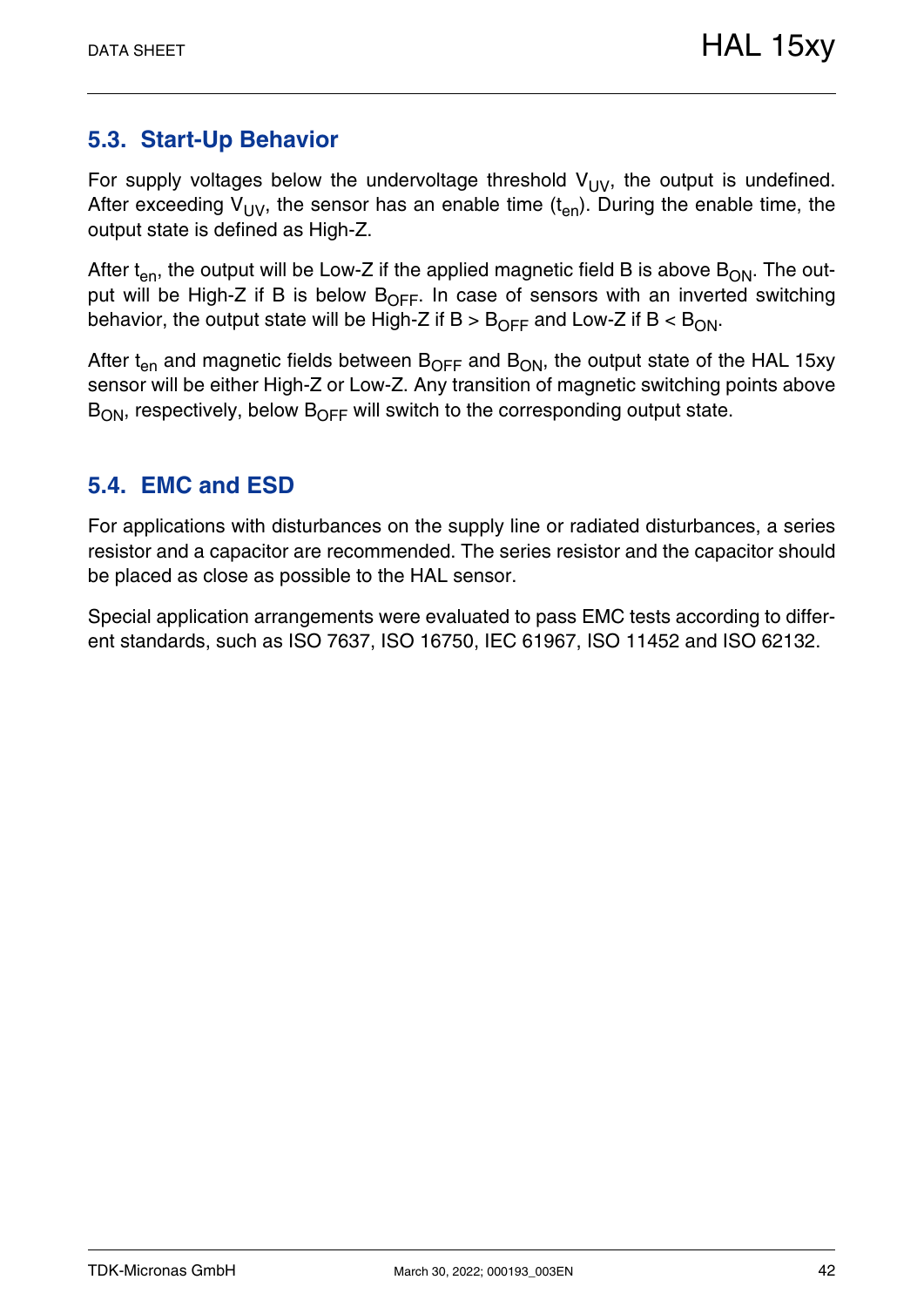## 5.3. Start-Up Behavior

For supply voltages below the undervoltage threshold $V_{UV}$, the output is undefined. After exceeding $V_{UV}$, the sensor has an enable time ($t_{en}$). During the enable time, the output state is defined as High-Z.

After $t_{en}$, the output will be Low-Z if the applied magnetic field B is above $B_{ON}$. The output will be High-Z if B is below $B_{OFF}$. In case of sensors with an inverted switching behavior, the output state will be High-Z if $B > B_{OFF}$ and Low-Z if $B < B_{ON}$.

After $t_{en}$ and magnetic fields between $B_{OFF}$ and $B_{ON}$, the output state of the HAL 15xy sensor will be either High-Z or Low-Z. Any transition of magnetic switching points above $B_{ON}$, respectively, below $B_{OFF}$ will switch to the corresponding output state.

## 5.4. EMC and ESD

For applications with disturbances on the supply line or radiated disturbances, a series resistor and a capacitor are recommended. The series resistor and the capacitor should be placed as close as possible to the HAL sensor.

Special application arrangements were evaluated to pass EMC tests according to different standards, such as ISO 7637, ISO 16750, IEC 61967, ISO 11452 and ISO 62132.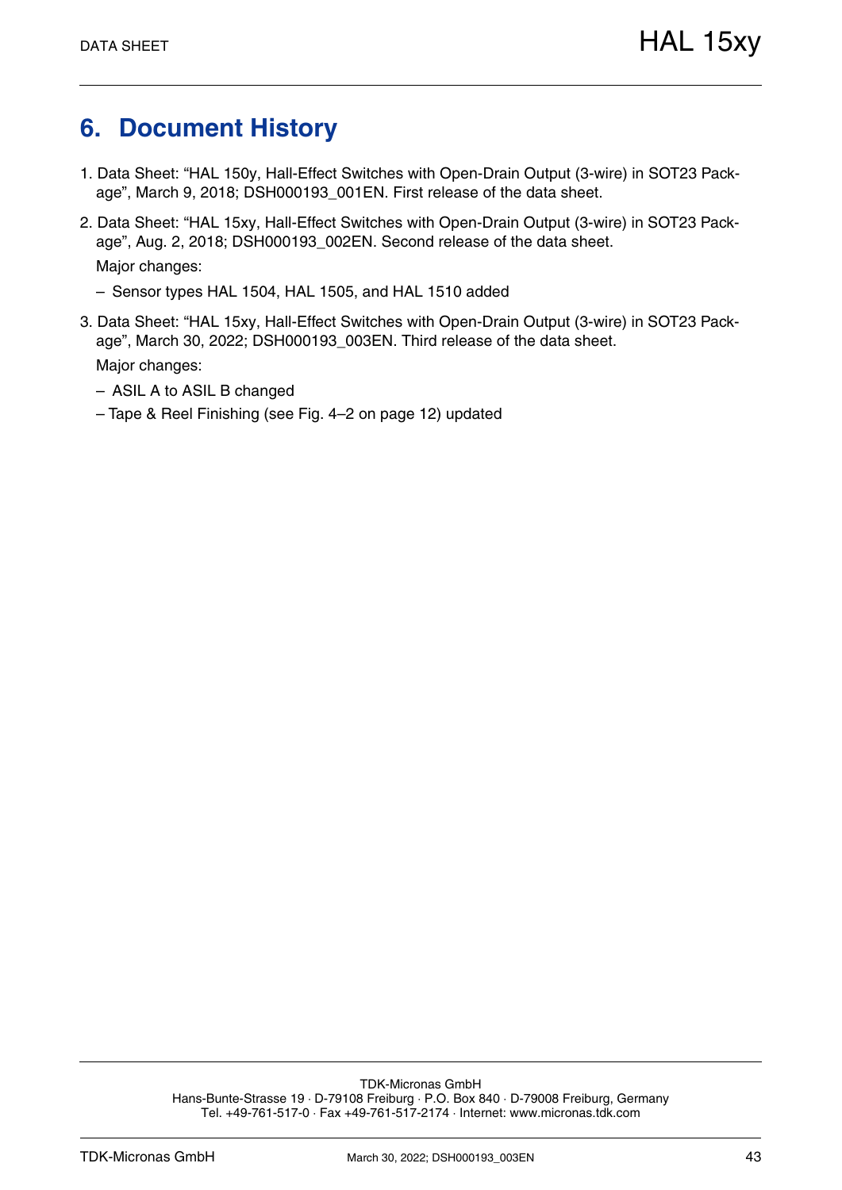# 6. Document History

1. Data Sheet: "HAL 150y, Hall-Effect Switches with Open-Drain Output (3-wire) in SOT23 Package", March 9, 2018; DSH000193_001EN. First release of the data sheet.
2. Data Sheet: "HAL 15xy, Hall-Effect Switches with Open-Drain Output (3-wire) in SOT23 Package", Aug. 2, 2018; DSH000193_002EN. Second release of the data sheet.

   Major changes:

   – Sensor types HAL 1504, HAL 1505, and HAL 1510 added
3. Data Sheet: "HAL 15xy, Hall-Effect Switches with Open-Drain Output (3-wire) in SOT23 Package", March 30, 2022; DSH000193_003EN. Third release of the data sheet.

   Major changes:

   – ASIL A to ASIL B changed

   – Tape & Reel Finishing (see Fig. 4–2 on page 12) updated

TDK-Micronas GmbH
Hans-Bunte-Strasse 19 · D-79108 Freiburg · P.O. Box 840 · D-79008 Freiburg, Germany
Tel. +49-761-517-0 · Fax +49-761-517-2174 · Internet: www.micronas.tdk.com